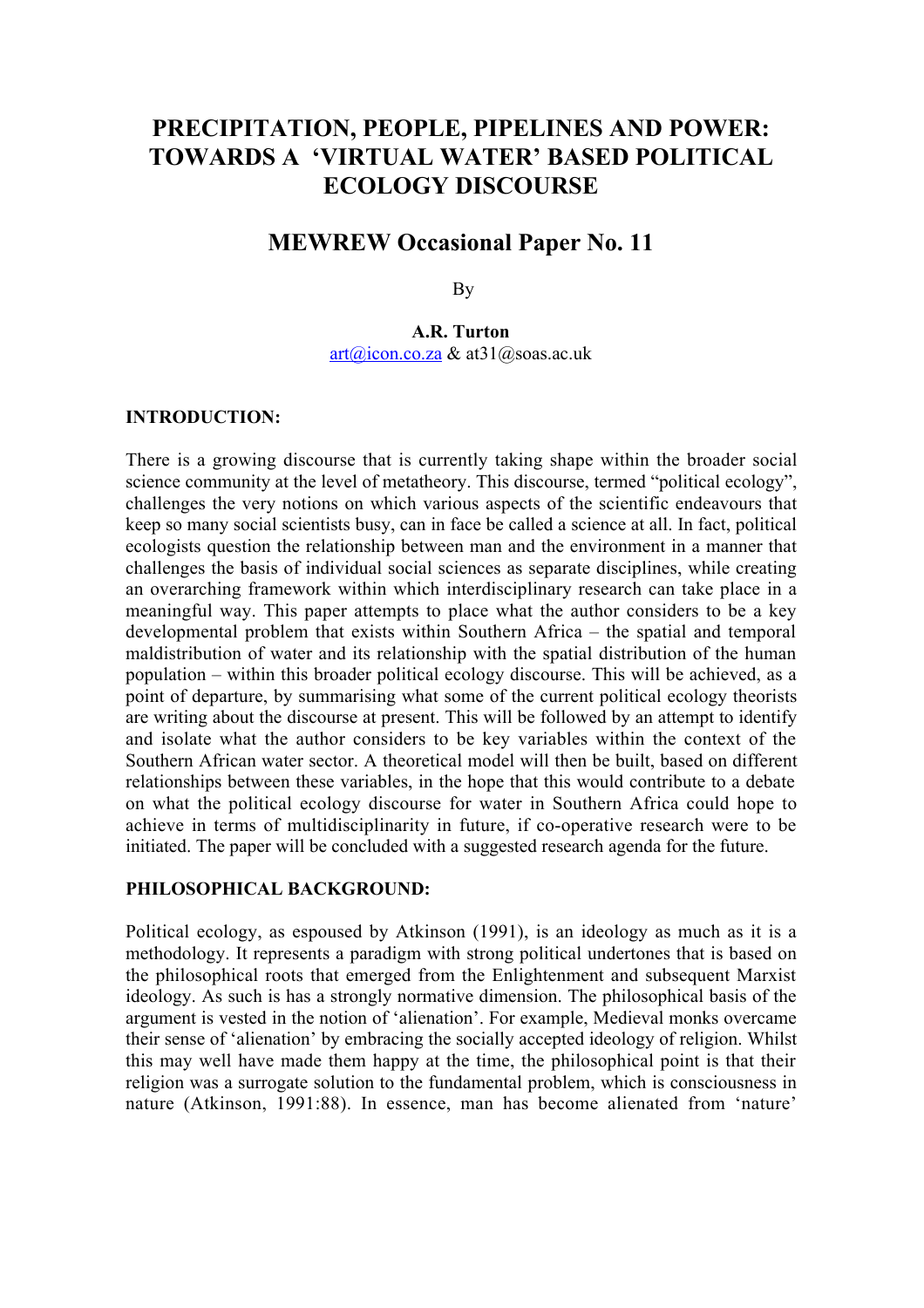# PRECIPITATION, PEOPLE, PIPELINES AND POWER: TOWARDS A 'VIRTUAL WATER' BASED POLITICAL ECOLOGY DISCOURSE

## MEWREW Occasional Paper No. 11

By

**A.R. Turton**
art@icon.co.za & at31@soas.ac.uk

### INTRODUCTION:

There is a growing discourse that is currently taking shape within the broader social science community at the level of metatheory. This discourse, termed "political ecology", challenges the very notions on which various aspects of the scientific endeavours that keep so many social scientists busy, can in face be called a science at all. In fact, political ecologists question the relationship between man and the environment in a manner that challenges the basis of individual social sciences as separate disciplines, while creating an overarching framework within which interdisciplinary research can take place in a meaningful way. This paper attempts to place what the author considers to be a key developmental problem that exists within Southern Africa – the spatial and temporal maldistribution of water and its relationship with the spatial distribution of the human population – within this broader political ecology discourse. This will be achieved, as a point of departure, by summarising what some of the current political ecology theorists are writing about the discourse at present. This will be followed by an attempt to identify and isolate what the author considers to be key variables within the context of the Southern African water sector. A theoretical model will then be built, based on different relationships between these variables, in the hope that this would contribute to a debate on what the political ecology discourse for water in Southern Africa could hope to achieve in terms of multidisciplinarity in future, if co-operative research were to be initiated. The paper will be concluded with a suggested research agenda for the future.

### PHILOSOPHICAL BACKGROUND:

Political ecology, as espoused by Atkinson (1991), is an ideology as much as it is a methodology. It represents a paradigm with strong political undertones that is based on the philosophical roots that emerged from the Enlightenment and subsequent Marxist ideology. As such is has a strongly normative dimension. The philosophical basis of the argument is vested in the notion of 'alienation'. For example, Medieval monks overcame their sense of 'alienation' by embracing the socially accepted ideology of religion. Whilst this may well have made them happy at the time, the philosophical point is that their religion was a surrogate solution to the fundamental problem, which is consciousness in nature (Atkinson, 1991:88). In essence, man has become alienated from 'nature'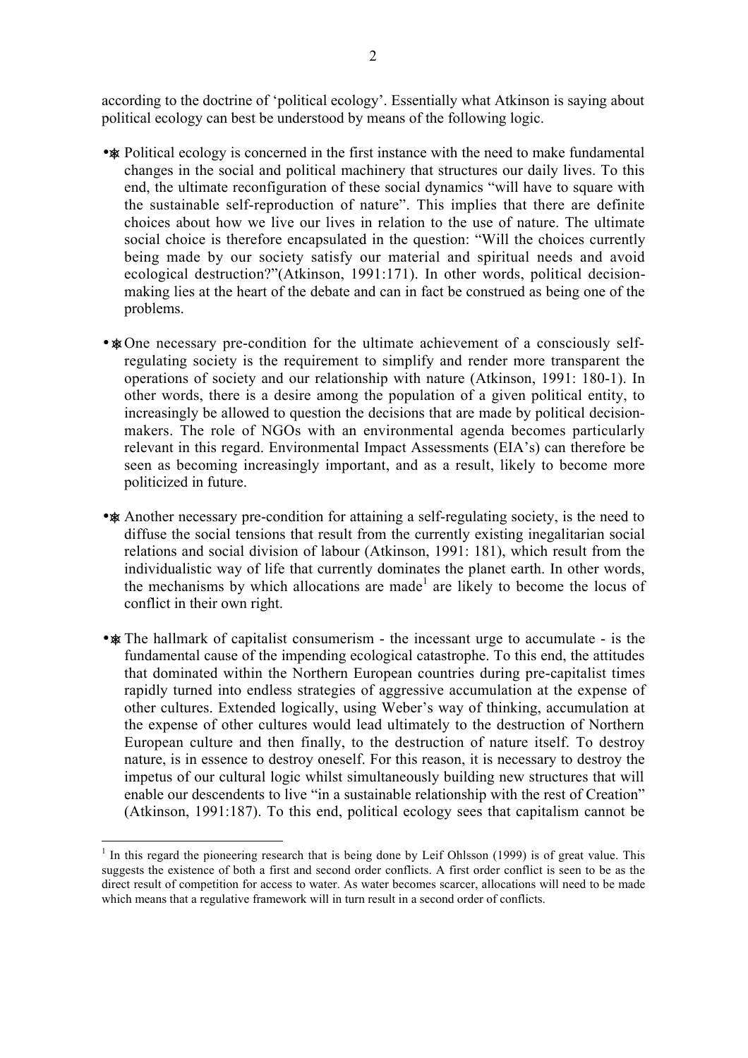according to the doctrine of 'political ecology'. Essentially what Atkinson is saying about political ecology can best be understood by means of the following logic.

- Political ecology is concerned in the first instance with the need to make fundamental changes in the social and political machinery that structures our daily lives. To this end, the ultimate reconfiguration of these social dynamics "will have to square with the sustainable self-reproduction of nature". This implies that there are definite choices about how we live our lives in relation to the use of nature. The ultimate social choice is therefore encapsulated in the question: "Will the choices currently being made by our society satisfy our material and spiritual needs and avoid ecological destruction?"(Atkinson, 1991:171). In other words, political decision-making lies at the heart of the debate and can in fact be construed as being one of the problems.

- One necessary pre-condition for the ultimate achievement of a consciously self-regulating society is the requirement to simplify and render more transparent the operations of society and our relationship with nature (Atkinson, 1991: 180-1). In other words, there is a desire among the population of a given political entity, to increasingly be allowed to question the decisions that are made by political decision-makers. The role of NGOs with an environmental agenda becomes particularly relevant in this regard. Environmental Impact Assessments (EIA's) can therefore be seen as becoming increasingly important, and as a result, likely to become more politicized in future.

- Another necessary pre-condition for attaining a self-regulating society, is the need to diffuse the social tensions that result from the currently existing inegalitarian social relations and social division of labour (Atkinson, 1991: 181), which result from the individualistic way of life that currently dominates the planet earth. In other words, the mechanisms by which allocations are made[1] are likely to become the locus of conflict in their own right.

- The hallmark of capitalist consumerism - the incessant urge to accumulate - is the fundamental cause of the impending ecological catastrophe. To this end, the attitudes that dominated within the Northern European countries during pre-capitalist times rapidly turned into endless strategies of aggressive accumulation at the expense of other cultures. Extended logically, using Weber's way of thinking, accumulation at the expense of other cultures would lead ultimately to the destruction of Northern European culture and then finally, to the destruction of nature itself. To destroy nature, is in essence to destroy oneself. For this reason, it is necessary to destroy the impetus of our cultural logic whilst simultaneously building new structures that will enable our descendents to live "in a sustainable relationship with the rest of Creation" (Atkinson, 1991:187). To this end, political ecology sees that capitalism cannot be

---

[1] In this regard the pioneering research that is being done by Leif Ohlsson (1999) is of great value. This suggests the existence of both a first and second order conflicts. A first order conflict is seen to be as the direct result of competition for access to water. As water becomes scarcer, allocations will need to be made which means that a regulative framework will in turn result in a second order of conflicts.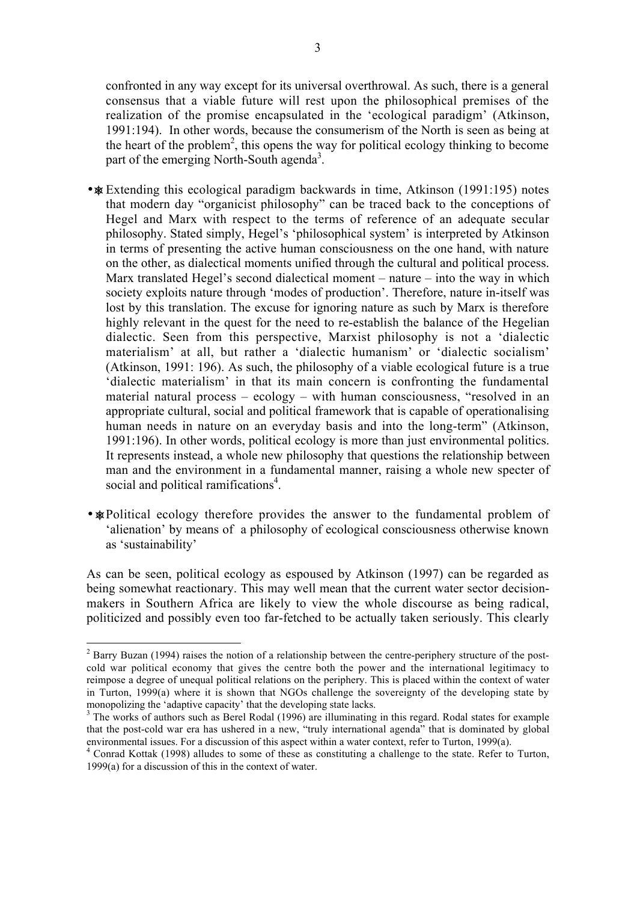confronted in any way except for its universal overthrowal. As such, there is a general consensus that a viable future will rest upon the philosophical premises of the realization of the promise encapsulated in the 'ecological paradigm' (Atkinson, 1991:194). In other words, because the consumerism of the North is seen as being at the heart of the problem[2], this opens the way for political ecology thinking to become part of the emerging North-South agenda[3].

- Extending this ecological paradigm backwards in time, Atkinson (1991:195) notes that modern day "organicist philosophy" can be traced back to the conceptions of Hegel and Marx with respect to the terms of reference of an adequate secular philosophy. Stated simply, Hegel's 'philosophical system' is interpreted by Atkinson in terms of presenting the active human consciousness on the one hand, with nature on the other, as dialectical moments unified through the cultural and political process. Marx translated Hegel's second dialectical moment – nature – into the way in which society exploits nature through 'modes of production'. Therefore, nature in-itself was lost by this translation. The excuse for ignoring nature as such by Marx is therefore highly relevant in the quest for the need to re-establish the balance of the Hegelian dialectic. Seen from this perspective, Marxist philosophy is not a 'dialectic materialism' at all, but rather a 'dialectic humanism' or 'dialectic socialism' (Atkinson, 1991: 196). As such, the philosophy of a viable ecological future is a true 'dialectic materialism' in that its main concern is confronting the fundamental material natural process – ecology – with human consciousness, "resolved in an appropriate cultural, social and political framework that is capable of operationalising human needs in nature on an everyday basis and into the long-term" (Atkinson, 1991:196). In other words, political ecology is more than just environmental politics. It represents instead, a whole new philosophy that questions the relationship between man and the environment in a fundamental manner, raising a whole new specter of social and political ramifications[4].

- Political ecology therefore provides the answer to the fundamental problem of 'alienation' by means of a philosophy of ecological consciousness otherwise known as 'sustainability'

As can be seen, political ecology as espoused by Atkinson (1997) can be regarded as being somewhat reactionary. This may well mean that the current water sector decision-makers in Southern Africa are likely to view the whole discourse as being radical, politicized and possibly even too far-fetched to be actually taken seriously. This clearly

---

[2] Barry Buzan (1994) raises the notion of a relationship between the centre-periphery structure of the post-cold war political economy that gives the centre both the power and the international legitimacy to reimpose a degree of unequal political relations on the periphery. This is placed within the context of water in Turton, 1999(a) where it is shown that NGOs challenge the sovereignty of the developing state by monopolizing the 'adaptive capacity' that the developing state lacks.

[3] The works of authors such as Berel Rodal (1996) are illuminating in this regard. Rodal states for example that the post-cold war era has ushered in a new, "truly international agenda" that is dominated by global environmental issues. For a discussion of this aspect within a water context, refer to Turton, 1999(a).

[4] Conrad Kottak (1998) alludes to some of these as constituting a challenge to the state. Refer to Turton, 1999(a) for a discussion of this in the context of water.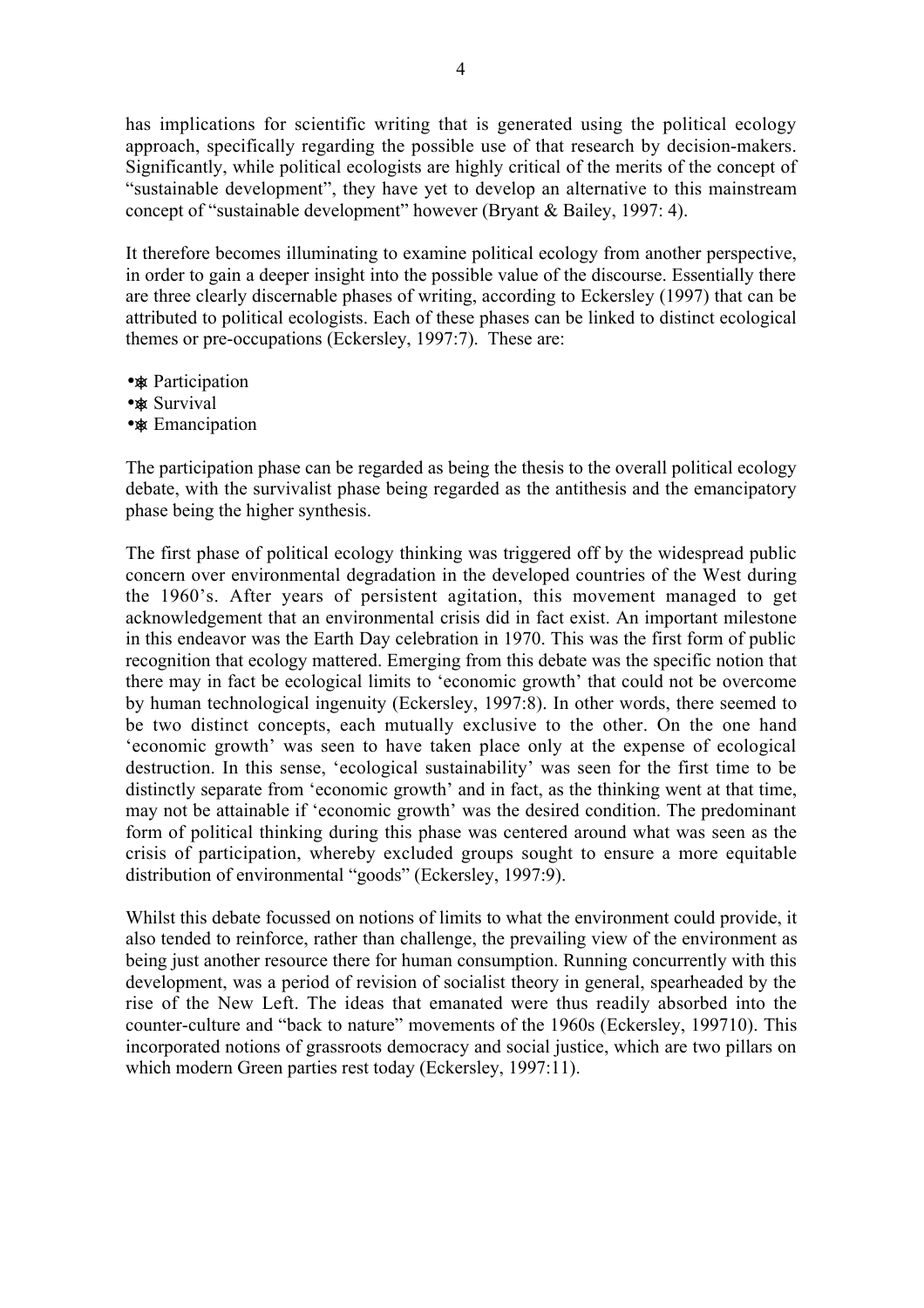has implications for scientific writing that is generated using the political ecology approach, specifically regarding the possible use of that research by decision-makers. Significantly, while political ecologists are highly critical of the merits of the concept of "sustainable development", they have yet to develop an alternative to this mainstream concept of "sustainable development" however (Bryant & Bailey, 1997: 4).

It therefore becomes illuminating to examine political ecology from another perspective, in order to gain a deeper insight into the possible value of the discourse. Essentially there are three clearly discernable phases of writing, according to Eckersley (1997) that can be attributed to political ecologists. Each of these phases can be linked to distinct ecological themes or pre-occupations (Eckersley, 1997:7). These are:

- Participation
- Survival
- Emancipation

The participation phase can be regarded as being the thesis to the overall political ecology debate, with the survivalist phase being regarded as the antithesis and the emancipatory phase being the higher synthesis.

The first phase of political ecology thinking was triggered off by the widespread public concern over environmental degradation in the developed countries of the West during the 1960's. After years of persistent agitation, this movement managed to get acknowledgement that an environmental crisis did in fact exist. An important milestone in this endeavor was the Earth Day celebration in 1970. This was the first form of public recognition that ecology mattered. Emerging from this debate was the specific notion that there may in fact be ecological limits to 'economic growth' that could not be overcome by human technological ingenuity (Eckersley, 1997:8). In other words, there seemed to be two distinct concepts, each mutually exclusive to the other. On the one hand 'economic growth' was seen to have taken place only at the expense of ecological destruction. In this sense, 'ecological sustainability' was seen for the first time to be distinctly separate from 'economic growth' and in fact, as the thinking went at that time, may not be attainable if 'economic growth' was the desired condition. The predominant form of political thinking during this phase was centered around what was seen as the crisis of participation, whereby excluded groups sought to ensure a more equitable distribution of environmental "goods" (Eckersley, 1997:9).

Whilst this debate focussed on notions of limits to what the environment could provide, it also tended to reinforce, rather than challenge, the prevailing view of the environment as being just another resource there for human consumption. Running concurrently with this development, was a period of revision of socialist theory in general, spearheaded by the rise of the New Left. The ideas that emanated were thus readily absorbed into the counter-culture and "back to nature" movements of the 1960s (Eckersley, 199710). This incorporated notions of grassroots democracy and social justice, which are two pillars on which modern Green parties rest today (Eckersley, 1997:11).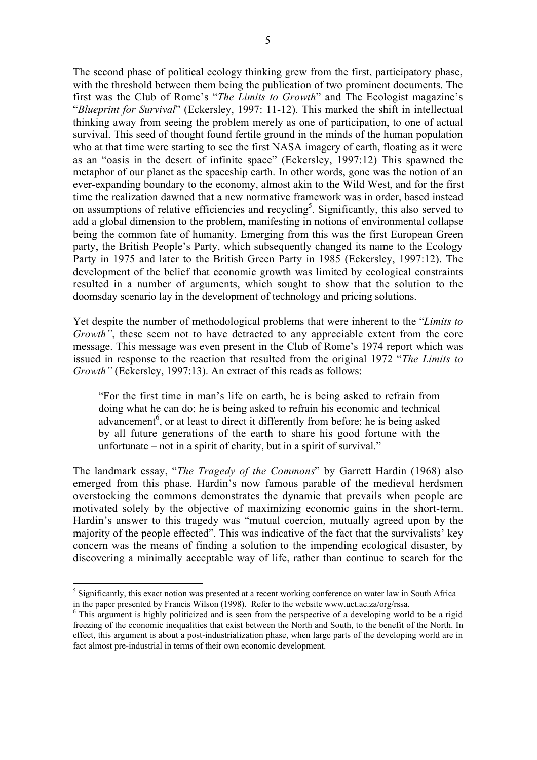The second phase of political ecology thinking grew from the first, participatory phase, with the threshold between them being the publication of two prominent documents. The first was the Club of Rome's "*The Limits to Growth*" and The Ecologist magazine's "*Blueprint for Survival*" (Eckersley, 1997: 11-12). This marked the shift in intellectual thinking away from seeing the problem merely as one of participation, to one of actual survival. This seed of thought found fertile ground in the minds of the human population who at that time were starting to see the first NASA imagery of earth, floating as it were as an "oasis in the desert of infinite space" (Eckersley, 1997:12) This spawned the metaphor of our planet as the spaceship earth. In other words, gone was the notion of an ever-expanding boundary to the economy, almost akin to the Wild West, and for the first time the realization dawned that a new normative framework was in order, based instead on assumptions of relative efficiencies and recycling[5]. Significantly, this also served to add a global dimension to the problem, manifesting in notions of environmental collapse being the common fate of humanity. Emerging from this was the first European Green party, the British People's Party, which subsequently changed its name to the Ecology Party in 1975 and later to the British Green Party in 1985 (Eckersley, 1997:12). The development of the belief that economic growth was limited by ecological constraints resulted in a number of arguments, which sought to show that the solution to the doomsday scenario lay in the development of technology and pricing solutions.

Yet despite the number of methodological problems that were inherent to the "*Limits to Growth"*, these seem not to have detracted to any appreciable extent from the core message. This message was even present in the Club of Rome's 1974 report which was issued in response to the reaction that resulted from the original 1972 "*The Limits to Growth"* (Eckersley, 1997:13). An extract of this reads as follows:

> "For the first time in man's life on earth, he is being asked to refrain from doing what he can do; he is being asked to refrain his economic and technical advancement[6], or at least to direct it differently from before; he is being asked by all future generations of the earth to share his good fortune with the unfortunate – not in a spirit of charity, but in a spirit of survival."

The landmark essay, "*The Tragedy of the Commons*" by Garrett Hardin (1968) also emerged from this phase. Hardin's now famous parable of the medieval herdsmen overstocking the commons demonstrates the dynamic that prevails when people are motivated solely by the objective of maximizing economic gains in the short-term. Hardin's answer to this tragedy was "mutual coercion, mutually agreed upon by the majority of the people effected". This was indicative of the fact that the survivalists' key concern was the means of finding a solution to the impending ecological disaster, by discovering a minimally acceptable way of life, rather than continue to search for the

---

[5] Significantly, this exact notion was presented at a recent working conference on water law in South Africa in the paper presented by Francis Wilson (1998). Refer to the website www.uct.ac.za/org/rssa.

[6] This argument is highly politicized and is seen from the perspective of a developing world to be a rigid freezing of the economic inequalities that exist between the North and South, to the benefit of the North. In effect, this argument is about a post-industrialization phase, when large parts of the developing world are in fact almost pre-industrial in terms of their own economic development.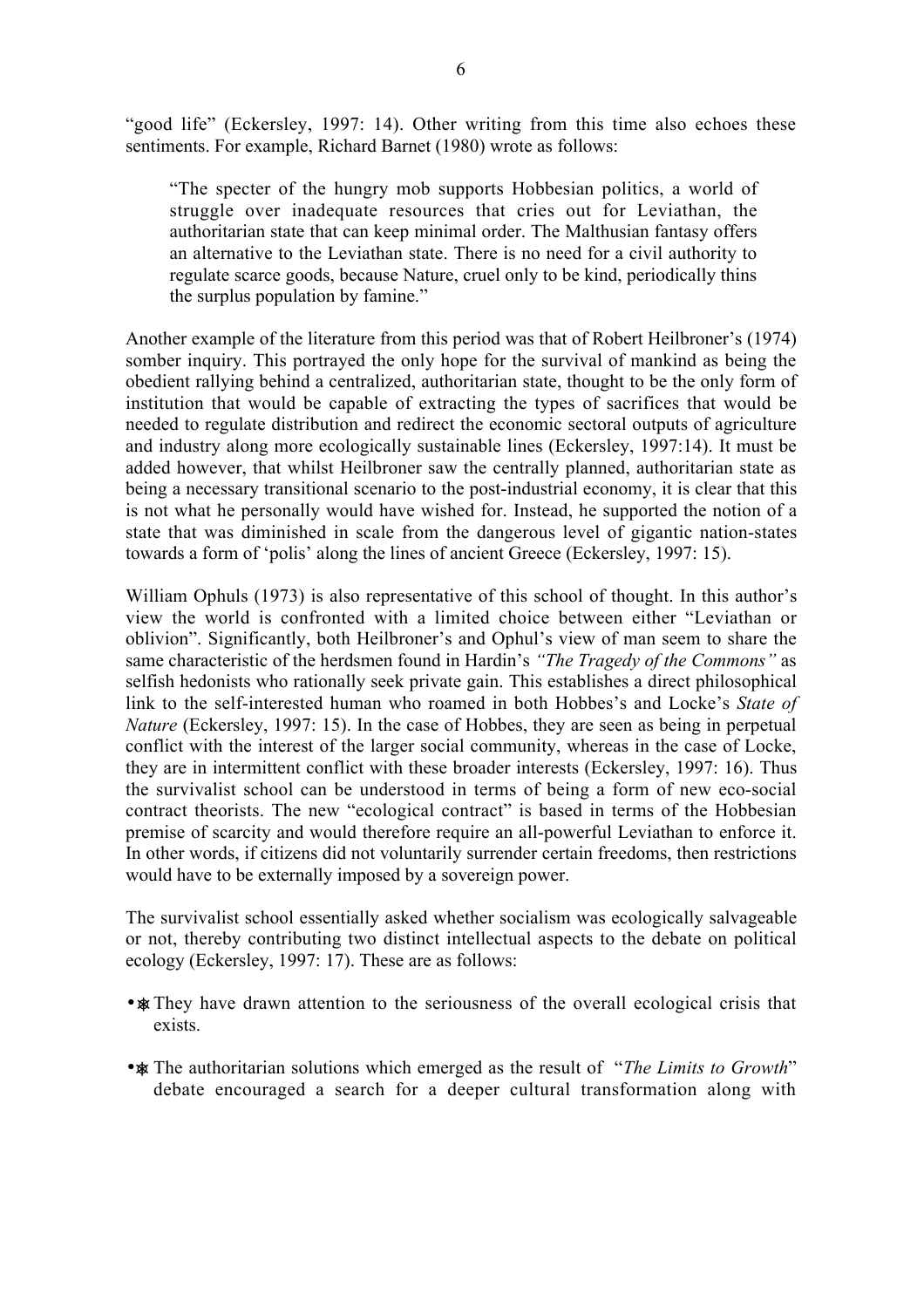"good life" (Eckersley, 1997: 14). Other writing from this time also echoes these sentiments. For example, Richard Barnet (1980) wrote as follows:

> "The specter of the hungry mob supports Hobbesian politics, a world of struggle over inadequate resources that cries out for Leviathan, the authoritarian state that can keep minimal order. The Malthusian fantasy offers an alternative to the Leviathan state. There is no need for a civil authority to regulate scarce goods, because Nature, cruel only to be kind, periodically thins the surplus population by famine."

Another example of the literature from this period was that of Robert Heilbroner's (1974) somber inquiry. This portrayed the only hope for the survival of mankind as being the obedient rallying behind a centralized, authoritarian state, thought to be the only form of institution that would be capable of extracting the types of sacrifices that would be needed to regulate distribution and redirect the economic sectoral outputs of agriculture and industry along more ecologically sustainable lines (Eckersley, 1997:14). It must be added however, that whilst Heilbroner saw the centrally planned, authoritarian state as being a necessary transitional scenario to the post-industrial economy, it is clear that this is not what he personally would have wished for. Instead, he supported the notion of a state that was diminished in scale from the dangerous level of gigantic nation-states towards a form of 'polis' along the lines of ancient Greece (Eckersley, 1997: 15).

William Ophuls (1973) is also representative of this school of thought. In this author's view the world is confronted with a limited choice between either "Leviathan or oblivion". Significantly, both Heilbroner's and Ophul's view of man seem to share the same characteristic of the herdsmen found in Hardin's *"The Tragedy of the Commons"* as selfish hedonists who rationally seek private gain. This establishes a direct philosophical link to the self-interested human who roamed in both Hobbes's and Locke's *State of Nature* (Eckersley, 1997: 15). In the case of Hobbes, they are seen as being in perpetual conflict with the interest of the larger social community, whereas in the case of Locke, they are in intermittent conflict with these broader interests (Eckersley, 1997: 16). Thus the survivalist school can be understood in terms of being a form of new eco-social contract theorists. The new "ecological contract" is based in terms of the Hobbesian premise of scarcity and would therefore require an all-powerful Leviathan to enforce it. In other words, if citizens did not voluntarily surrender certain freedoms, then restrictions would have to be externally imposed by a sovereign power.

The survivalist school essentially asked whether socialism was ecologically salvageable or not, thereby contributing two distinct intellectual aspects to the debate on political ecology (Eckersley, 1997: 17). These are as follows:

- They have drawn attention to the seriousness of the overall ecological crisis that exists.
- The authoritarian solutions which emerged as the result of "*The Limits to Growth*" debate encouraged a search for a deeper cultural transformation along with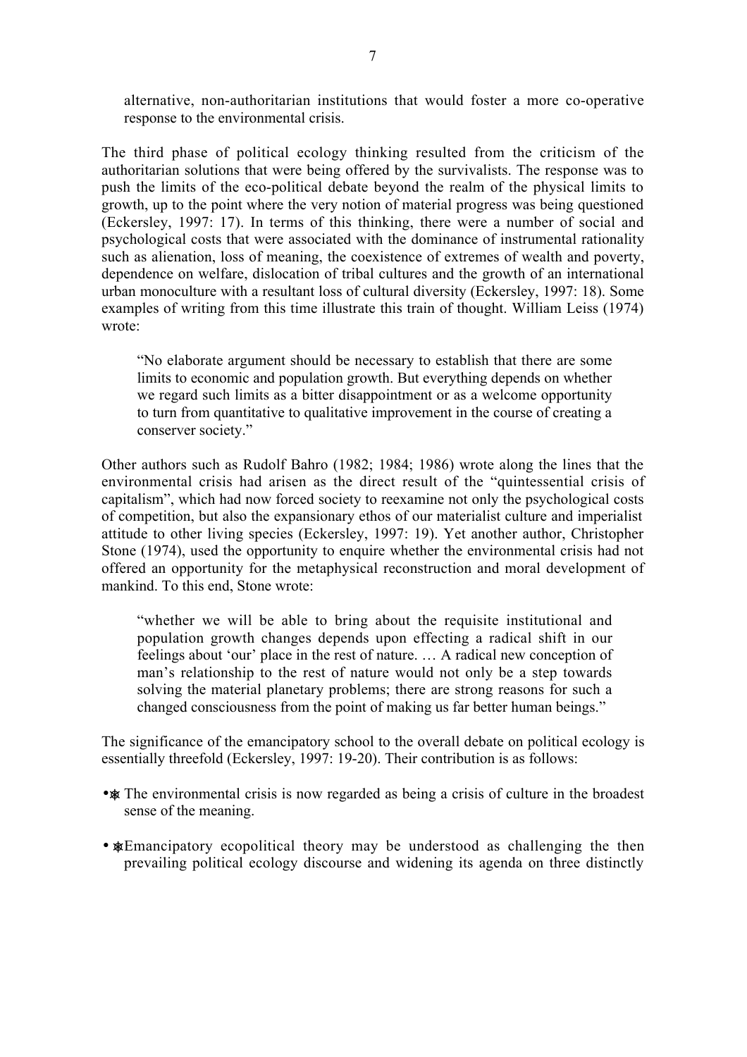alternative, non-authoritarian institutions that would foster a more co-operative response to the environmental crisis.

The third phase of political ecology thinking resulted from the criticism of the authoritarian solutions that were being offered by the survivalists. The response was to push the limits of the eco-political debate beyond the realm of the physical limits to growth, up to the point where the very notion of material progress was being questioned (Eckersley, 1997: 17). In terms of this thinking, there were a number of social and psychological costs that were associated with the dominance of instrumental rationality such as alienation, loss of meaning, the coexistence of extremes of wealth and poverty, dependence on welfare, dislocation of tribal cultures and the growth of an international urban monoculture with a resultant loss of cultural diversity (Eckersley, 1997: 18). Some examples of writing from this time illustrate this train of thought. William Leiss (1974) wrote:

> "No elaborate argument should be necessary to establish that there are some limits to economic and population growth. But everything depends on whether we regard such limits as a bitter disappointment or as a welcome opportunity to turn from quantitative to qualitative improvement in the course of creating a conserver society."

Other authors such as Rudolf Bahro (1982; 1984; 1986) wrote along the lines that the environmental crisis had arisen as the direct result of the "quintessential crisis of capitalism", which had now forced society to reexamine not only the psychological costs of competition, but also the expansionary ethos of our materialist culture and imperialist attitude to other living species (Eckersley, 1997: 19). Yet another author, Christopher Stone (1974), used the opportunity to enquire whether the environmental crisis had not offered an opportunity for the metaphysical reconstruction and moral development of mankind. To this end, Stone wrote:

> "whether we will be able to bring about the requisite institutional and population growth changes depends upon effecting a radical shift in our feelings about 'our' place in the rest of nature. … A radical new conception of man's relationship to the rest of nature would not only be a step towards solving the material planetary problems; there are strong reasons for such a changed consciousness from the point of making us far better human beings."

The significance of the emancipatory school to the overall debate on political ecology is essentially threefold (Eckersley, 1997: 19-20). Their contribution is as follows:

- The environmental crisis is now regarded as being a crisis of culture in the broadest sense of the meaning.
- Emancipatory ecopolitical theory may be understood as challenging the then prevailing political ecology discourse and widening its agenda on three distinctly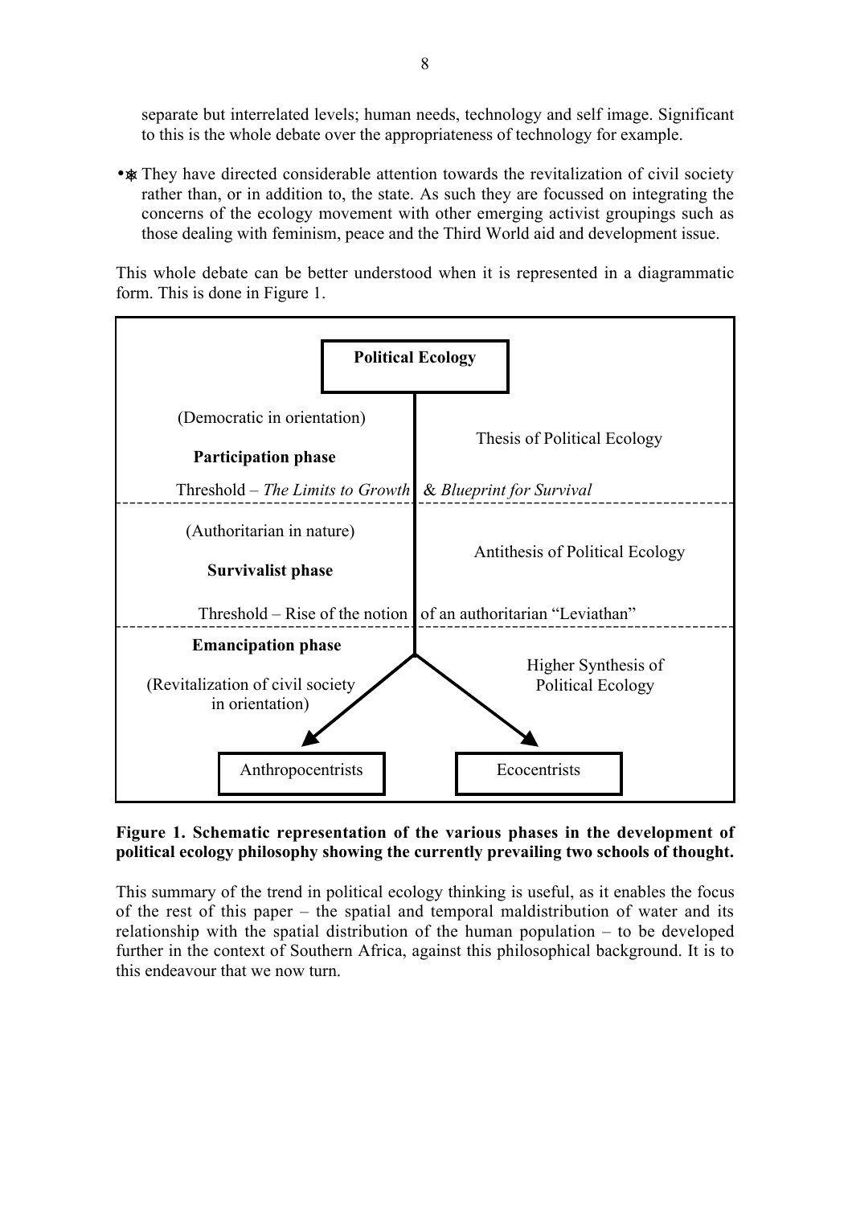separate but interrelated levels; human needs, technology and self image. Significant to this is the whole debate over the appropriateness of technology for example.

- They have directed considerable attention towards the revitalization of civil society rather than, or in addition to, the state. As such they are focussed on integrating the concerns of the ecology movement with other emerging activist groupings such as those dealing with feminism, peace and the Third World aid and development issue.

This whole debate can be better understood when it is represented in a diagrammatic form. This is done in Figure 1.

**Political Ecology**

(Democratic in orientation)

**Participation phase**

Thesis of Political Ecology

Threshold – *The Limits to Growth* & *Blueprint for Survival*

(Authoritarian in nature)

**Survivalist phase**

Antithesis of Political Ecology

Threshold – Rise of the notion of an authoritarian "Leviathan"

**Emancipation phase**

(Revitalization of civil society in orientation)

Higher Synthesis of Political Ecology

Anthropocentrists

Ecocentrists

**Figure 1. Schematic representation of the various phases in the development of political ecology philosophy showing the currently prevailing two schools of thought.**

This summary of the trend in political ecology thinking is useful, as it enables the focus of the rest of this paper – the spatial and temporal maldistribution of water and its relationship with the spatial distribution of the human population – to be developed further in the context of Southern Africa, against this philosophical background. It is to this endeavour that we now turn.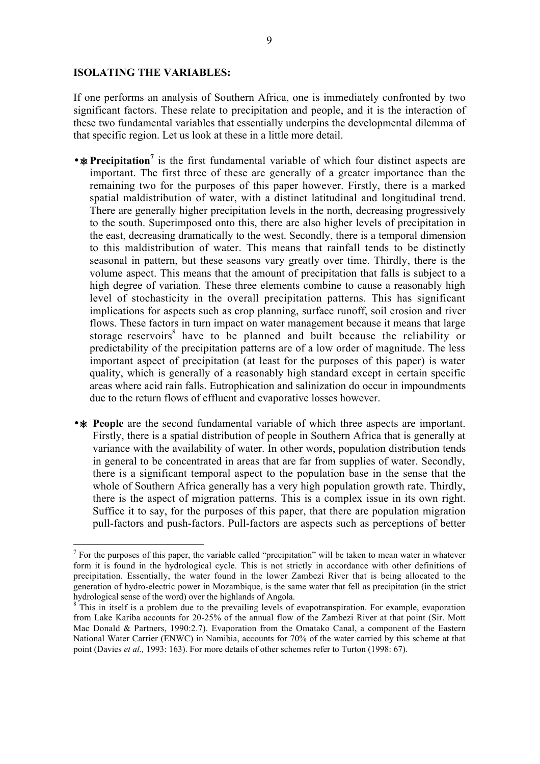**ISOLATING THE VARIABLES:**

If one performs an analysis of Southern Africa, one is immediately confronted by two significant factors. These relate to precipitation and people, and it is the interaction of these two fundamental variables that essentially underpins the developmental dilemma of that specific region. Let us look at these in a little more detail.

- **Precipitation**[7] is the first fundamental variable of which four distinct aspects are important. The first three of these are generally of a greater importance than the remaining two for the purposes of this paper however. Firstly, there is a marked spatial maldistribution of water, with a distinct latitudinal and longitudinal trend. There are generally higher precipitation levels in the north, decreasing progressively to the south. Superimposed onto this, there are also higher levels of precipitation in the east, decreasing dramatically to the west. Secondly, there is a temporal dimension to this maldistribution of water. This means that rainfall tends to be distinctly seasonal in pattern, but these seasons vary greatly over time. Thirdly, there is the volume aspect. This means that the amount of precipitation that falls is subject to a high degree of variation. These three elements combine to cause a reasonably high level of stochasticity in the overall precipitation patterns. This has significant implications for aspects such as crop planning, surface runoff, soil erosion and river flows. These factors in turn impact on water management because it means that large storage reservoirs[8] have to be planned and built because the reliability or predictability of the precipitation patterns are of a low order of magnitude. The less important aspect of precipitation (at least for the purposes of this paper) is water quality, which is generally of a reasonably high standard except in certain specific areas where acid rain falls. Eutrophication and salinization do occur in impoundments due to the return flows of effluent and evaporative losses however.

- **People** are the second fundamental variable of which three aspects are important. Firstly, there is a spatial distribution of people in Southern Africa that is generally at variance with the availability of water. In other words, population distribution tends in general to be concentrated in areas that are far from supplies of water. Secondly, there is a significant temporal aspect to the population base in the sense that the whole of Southern Africa generally has a very high population growth rate. Thirdly, there is the aspect of migration patterns. This is a complex issue in its own right. Suffice it to say, for the purposes of this paper, that there are population migration pull-factors and push-factors. Pull-factors are aspects such as perceptions of better

---

[7] For the purposes of this paper, the variable called "precipitation" will be taken to mean water in whatever form it is found in the hydrological cycle. This is not strictly in accordance with other definitions of precipitation. Essentially, the water found in the lower Zambezi River that is being allocated to the generation of hydro-electric power in Mozambique, is the same water that fell as precipitation (in the strict hydrological sense of the word) over the highlands of Angola.

[8] This in itself is a problem due to the prevailing levels of evapotranspiration. For example, evaporation from Lake Kariba accounts for 20-25% of the annual flow of the Zambezi River at that point (Sir. Mott Mac Donald & Partners, 1990:2.7). Evaporation from the Omatako Canal, a component of the Eastern National Water Carrier (ENWC) in Namibia, accounts for 70% of the water carried by this scheme at that point (Davies *et al.,* 1993: 163). For more details of other schemes refer to Turton (1998: 67).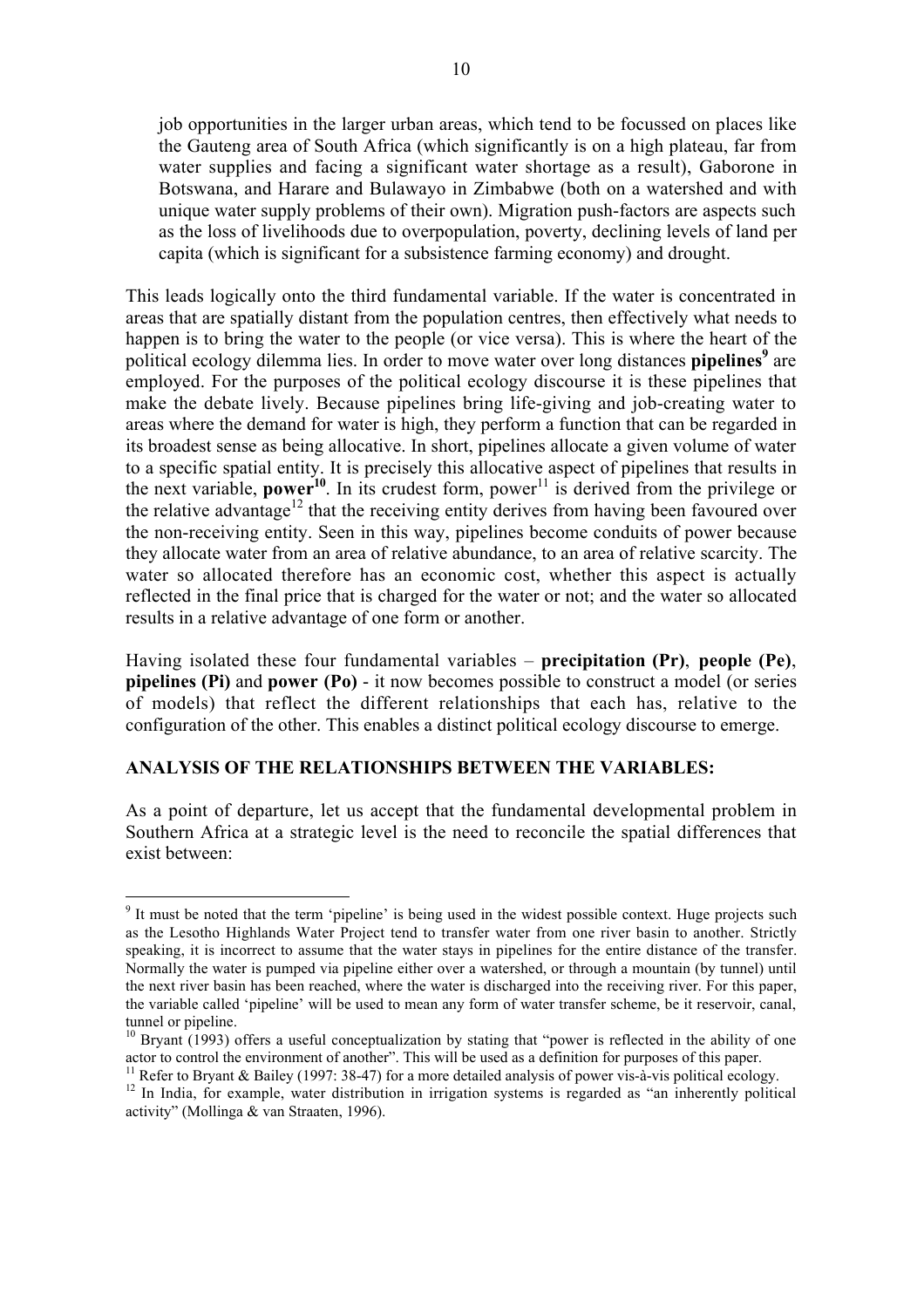job opportunities in the larger urban areas, which tend to be focussed on places like the Gauteng area of South Africa (which significantly is on a high plateau, far from water supplies and facing a significant water shortage as a result), Gaborone in Botswana, and Harare and Bulawayo in Zimbabwe (both on a watershed and with unique water supply problems of their own). Migration push-factors are aspects such as the loss of livelihoods due to overpopulation, poverty, declining levels of land per capita (which is significant for a subsistence farming economy) and drought.

This leads logically onto the third fundamental variable. If the water is concentrated in areas that are spatially distant from the population centres, then effectively what needs to happen is to bring the water to the people (or vice versa). This is where the heart of the political ecology dilemma lies. In order to move water over long distances **pipelines**[9] are employed. For the purposes of the political ecology discourse it is these pipelines that make the debate lively. Because pipelines bring life-giving and job-creating water to areas where the demand for water is high, they perform a function that can be regarded in its broadest sense as being allocative. In short, pipelines allocate a given volume of water to a specific spatial entity. It is precisely this allocative aspect of pipelines that results in the next variable, **power**[10]. In its crudest form, power[11] is derived from the privilege or the relative advantage[12] that the receiving entity derives from having been favoured over the non-receiving entity. Seen in this way, pipelines become conduits of power because they allocate water from an area of relative abundance, to an area of relative scarcity. The water so allocated therefore has an economic cost, whether this aspect is actually reflected in the final price that is charged for the water or not; and the water so allocated results in a relative advantage of one form or another.

Having isolated these four fundamental variables – **precipitation (Pr)**, **people (Pe)**, **pipelines (Pi)** and **power (Po)** - it now becomes possible to construct a model (or series of models) that reflect the different relationships that each has, relative to the configuration of the other. This enables a distinct political ecology discourse to emerge.

### ANALYSIS OF THE RELATIONSHIPS BETWEEN THE VARIABLES:

As a point of departure, let us accept that the fundamental developmental problem in Southern Africa at a strategic level is the need to reconcile the spatial differences that exist between:

---

[9] It must be noted that the term 'pipeline' is being used in the widest possible context. Huge projects such as the Lesotho Highlands Water Project tend to transfer water from one river basin to another. Strictly speaking, it is incorrect to assume that the water stays in pipelines for the entire distance of the transfer. Normally the water is pumped via pipeline either over a watershed, or through a mountain (by tunnel) until the next river basin has been reached, where the water is discharged into the receiving river. For this paper, the variable called 'pipeline' will be used to mean any form of water transfer scheme, be it reservoir, canal, tunnel or pipeline.

[10] Bryant (1993) offers a useful conceptualization by stating that "power is reflected in the ability of one actor to control the environment of another". This will be used as a definition for purposes of this paper.

[11] Refer to Bryant & Bailey (1997: 38-47) for a more detailed analysis of power vis-à-vis political ecology.

[12] In India, for example, water distribution in irrigation systems is regarded as "an inherently political activity" (Mollinga & van Straaten, 1996).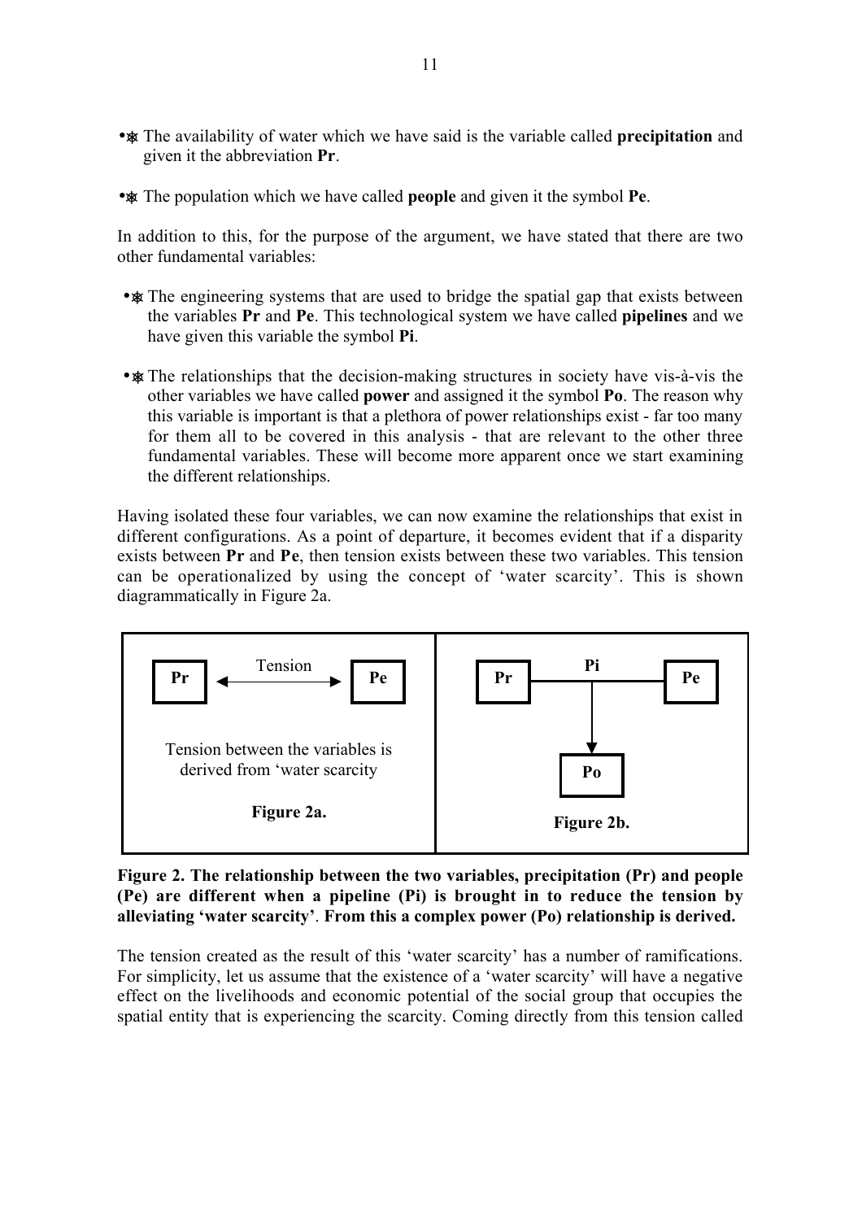- The availability of water which we have said is the variable called **precipitation** and given it the abbreviation **Pr**.

- The population which we have called **people** and given it the symbol **Pe**.

In addition to this, for the purpose of the argument, we have stated that there are two other fundamental variables:

- The engineering systems that are used to bridge the spatial gap that exists between the variables **Pr** and **Pe**. This technological system we have called **pipelines** and we have given this variable the symbol **Pi**.

- The relationships that the decision-making structures in society have vis-à-vis the other variables we have called **power** and assigned it the symbol **Po**. The reason why this variable is important is that a plethora of power relationships exist - far too many for them all to be covered in this analysis - that are relevant to the other three fundamental variables. These will become more apparent once we start examining the different relationships.

Having isolated these four variables, we can now examine the relationships that exist in different configurations. As a point of departure, it becomes evident that if a disparity exists between **Pr** and **Pe**, then tension exists between these two variables. This tension can be operationalized by using the concept of 'water scarcity'. This is shown diagrammatically in Figure 2a.

| Figure 2a. | Figure 2b. |
| --- | --- |
| **Pr** ←— Tension —→ **Pe**<br><br>Tension between the variables is derived from 'water scarcity | **Pr** —— **Pi** —— **Pe**<br>↓<br>**Po** |

**Figure 2. The relationship between the two variables, precipitation (Pr) and people (Pe) are different when a pipeline (Pi) is brought in to reduce the tension by alleviating 'water scarcity'. From this a complex power (Po) relationship is derived.**

The tension created as the result of this 'water scarcity' has a number of ramifications. For simplicity, let us assume that the existence of a 'water scarcity' will have a negative effect on the livelihoods and economic potential of the social group that occupies the spatial entity that is experiencing the scarcity. Coming directly from this tension called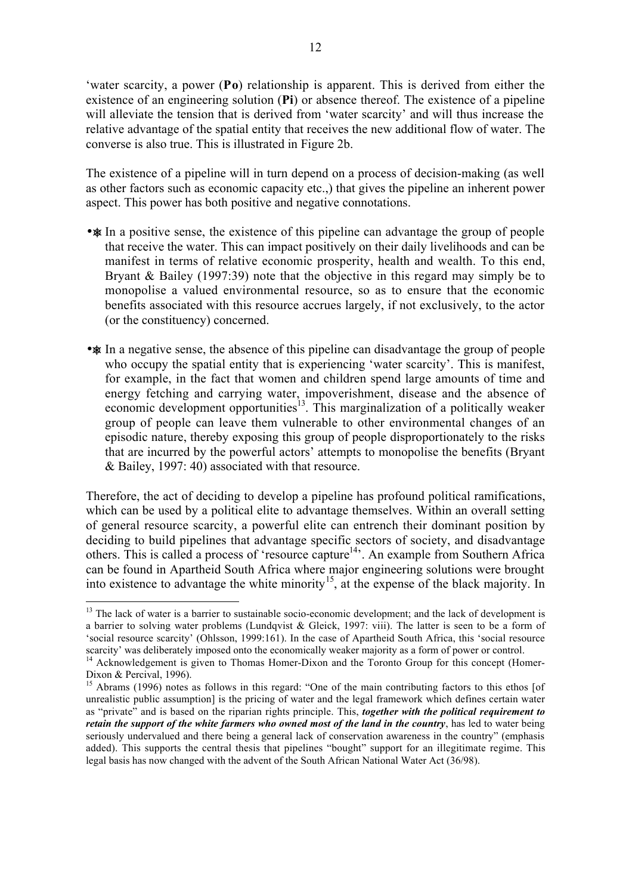'water scarcity, a power (**Po**) relationship is apparent. This is derived from either the existence of an engineering solution (**Pi**) or absence thereof. The existence of a pipeline will alleviate the tension that is derived from 'water scarcity' and will thus increase the relative advantage of the spatial entity that receives the new additional flow of water. The converse is also true. This is illustrated in Figure 2b.

The existence of a pipeline will in turn depend on a process of decision-making (as well as other factors such as economic capacity etc.,) that gives the pipeline an inherent power aspect. This power has both positive and negative connotations.

- In a positive sense, the existence of this pipeline can advantage the group of people that receive the water. This can impact positively on their daily livelihoods and can be manifest in terms of relative economic prosperity, health and wealth. To this end, Bryant & Bailey (1997:39) note that the objective in this regard may simply be to monopolise a valued environmental resource, so as to ensure that the economic benefits associated with this resource accrues largely, if not exclusively, to the actor (or the constituency) concerned.

- In a negative sense, the absence of this pipeline can disadvantage the group of people who occupy the spatial entity that is experiencing 'water scarcity'. This is manifest, for example, in the fact that women and children spend large amounts of time and energy fetching and carrying water, impoverishment, disease and the absence of economic development opportunities[13]. This marginalization of a politically weaker group of people can leave them vulnerable to other environmental changes of an episodic nature, thereby exposing this group of people disproportionately to the risks that are incurred by the powerful actors' attempts to monopolise the benefits (Bryant & Bailey, 1997: 40) associated with that resource.

Therefore, the act of deciding to develop a pipeline has profound political ramifications, which can be used by a political elite to advantage themselves. Within an overall setting of general resource scarcity, a powerful elite can entrench their dominant position by deciding to build pipelines that advantage specific sectors of society, and disadvantage others. This is called a process of 'resource capture[14]'. An example from Southern Africa can be found in Apartheid South Africa where major engineering solutions were brought into existence to advantage the white minority[15], at the expense of the black majority. In

---

[13] The lack of water is a barrier to sustainable socio-economic development; and the lack of development is a barrier to solving water problems (Lundqvist & Gleick, 1997: viii). The latter is seen to be a form of 'social resource scarcity' (Ohlsson, 1999:161). In the case of Apartheid South Africa, this 'social resource scarcity' was deliberately imposed onto the economically weaker majority as a form of power or control.

[14] Acknowledgement is given to Thomas Homer-Dixon and the Toronto Group for this concept (Homer-Dixon & Percival, 1996).

[15] Abrams (1996) notes as follows in this regard: "One of the main contributing factors to this ethos [of unrealistic public assumption] is the pricing of water and the legal framework which defines certain water as "private" and is based on the riparian rights principle. This, ***together with the political requirement to retain the support of the white farmers who owned most of the land in the country***, has led to water being seriously undervalued and there being a general lack of conservation awareness in the country" (emphasis added). This supports the central thesis that pipelines "bought" support for an illegitimate regime. This legal basis has now changed with the advent of the South African National Water Act (36/98).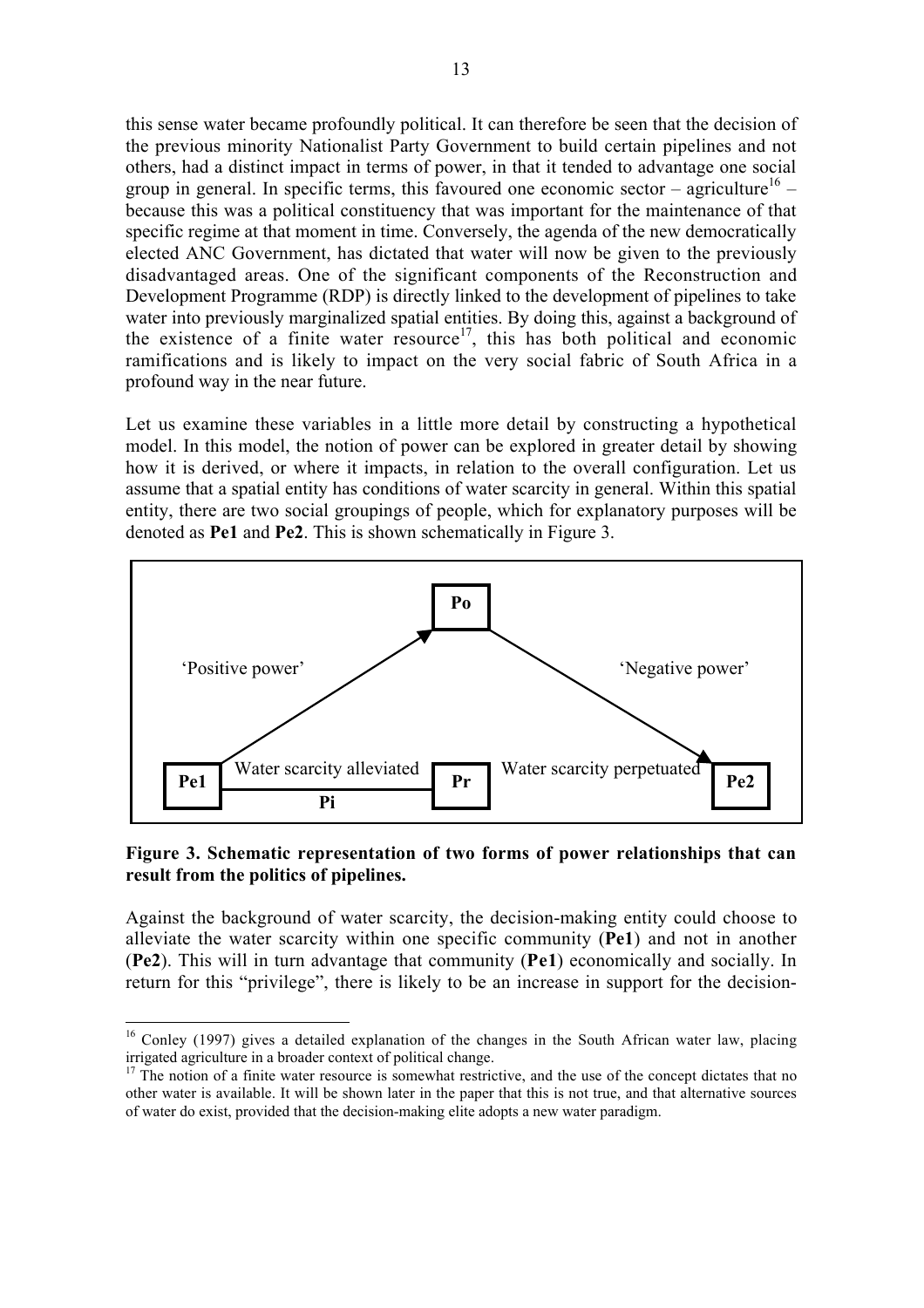this sense water became profoundly political. It can therefore be seen that the decision of the previous minority Nationalist Party Government to build certain pipelines and not others, had a distinct impact in terms of power, in that it tended to advantage one social group in general. In specific terms, this favoured one economic sector – agriculture[16] – because this was a political constituency that was important for the maintenance of that specific regime at that moment in time. Conversely, the agenda of the new democratically elected ANC Government, has dictated that water will now be given to the previously disadvantaged areas. One of the significant components of the Reconstruction and Development Programme (RDP) is directly linked to the development of pipelines to take water into previously marginalized spatial entities. By doing this, against a background of the existence of a finite water resource[17], this has both political and economic ramifications and is likely to impact on the very social fabric of South Africa in a profound way in the near future.

Let us examine these variables in a little more detail by constructing a hypothetical model. In this model, the notion of power can be explored in greater detail by showing how it is derived, or where it impacts, in relation to the overall configuration. Let us assume that a spatial entity has conditions of water scarcity in general. Within this spatial entity, there are two social groupings of people, which for explanatory purposes will be denoted as **Pe1** and **Pe2**. This is shown schematically in Figure 3.

Po

'Positive power' 'Negative power'

Pe1 Water scarcity alleviated Pr Water scarcity perpetuated Pe2

Pi

**Figure 3. Schematic representation of two forms of power relationships that can result from the politics of pipelines.**

Against the background of water scarcity, the decision-making entity could choose to alleviate the water scarcity within one specific community (**Pe1**) and not in another (**Pe2**). This will in turn advantage that community (**Pe1**) economically and socially. In return for this "privilege", there is likely to be an increase in support for the decision-

[16] Conley (1997) gives a detailed explanation of the changes in the South African water law, placing irrigated agriculture in a broader context of political change.

[17] The notion of a finite water resource is somewhat restrictive, and the use of the concept dictates that no other water is available. It will be shown later in the paper that this is not true, and that alternative sources of water do exist, provided that the decision-making elite adopts a new water paradigm.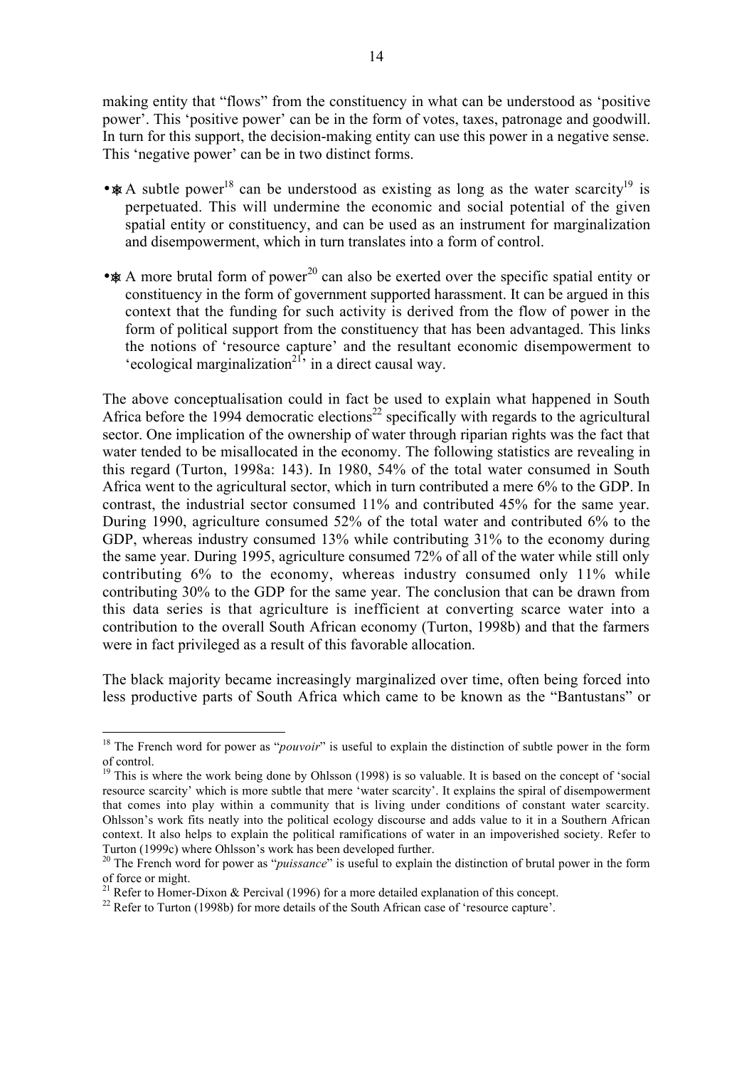making entity that "flows" from the constituency in what can be understood as 'positive power'. This 'positive power' can be in the form of votes, taxes, patronage and goodwill. In turn for this support, the decision-making entity can use this power in a negative sense. This 'negative power' can be in two distinct forms.

- A subtle power[18] can be understood as existing as long as the water scarcity[19] is perpetuated. This will undermine the economic and social potential of the given spatial entity or constituency, and can be used as an instrument for marginalization and disempowerment, which in turn translates into a form of control.

- A more brutal form of power[20] can also be exerted over the specific spatial entity or constituency in the form of government supported harassment. It can be argued in this context that the funding for such activity is derived from the flow of power in the form of political support from the constituency that has been advantaged. This links the notions of 'resource capture' and the resultant economic disempowerment to 'ecological marginalization[21]' in a direct causal way.

The above conceptualisation could in fact be used to explain what happened in South Africa before the 1994 democratic elections[22] specifically with regards to the agricultural sector. One implication of the ownership of water through riparian rights was the fact that water tended to be misallocated in the economy. The following statistics are revealing in this regard (Turton, 1998a: 143). In 1980, 54% of the total water consumed in South Africa went to the agricultural sector, which in turn contributed a mere 6% to the GDP. In contrast, the industrial sector consumed 11% and contributed 45% for the same year. During 1990, agriculture consumed 52% of the total water and contributed 6% to the GDP, whereas industry consumed 13% while contributing 31% to the economy during the same year. During 1995, agriculture consumed 72% of all of the water while still only contributing 6% to the economy, whereas industry consumed only 11% while contributing 30% to the GDP for the same year. The conclusion that can be drawn from this data series is that agriculture is inefficient at converting scarce water into a contribution to the overall South African economy (Turton, 1998b) and that the farmers were in fact privileged as a result of this favorable allocation.

The black majority became increasingly marginalized over time, often being forced into less productive parts of South Africa which came to be known as the "Bantustans" or

---

[18] The French word for power as "*pouvoir*" is useful to explain the distinction of subtle power in the form of control.

[19] This is where the work being done by Ohlsson (1998) is so valuable. It is based on the concept of 'social resource scarcity' which is more subtle that mere 'water scarcity'. It explains the spiral of disempowerment that comes into play within a community that is living under conditions of constant water scarcity. Ohlsson's work fits neatly into the political ecology discourse and adds value to it in a Southern African context. It also helps to explain the political ramifications of water in an impoverished society. Refer to Turton (1999c) where Ohlsson's work has been developed further.

[20] The French word for power as "*puissance*" is useful to explain the distinction of brutal power in the form of force or might.

[21] Refer to Homer-Dixon & Percival (1996) for a more detailed explanation of this concept.

[22] Refer to Turton (1998b) for more details of the South African case of 'resource capture'.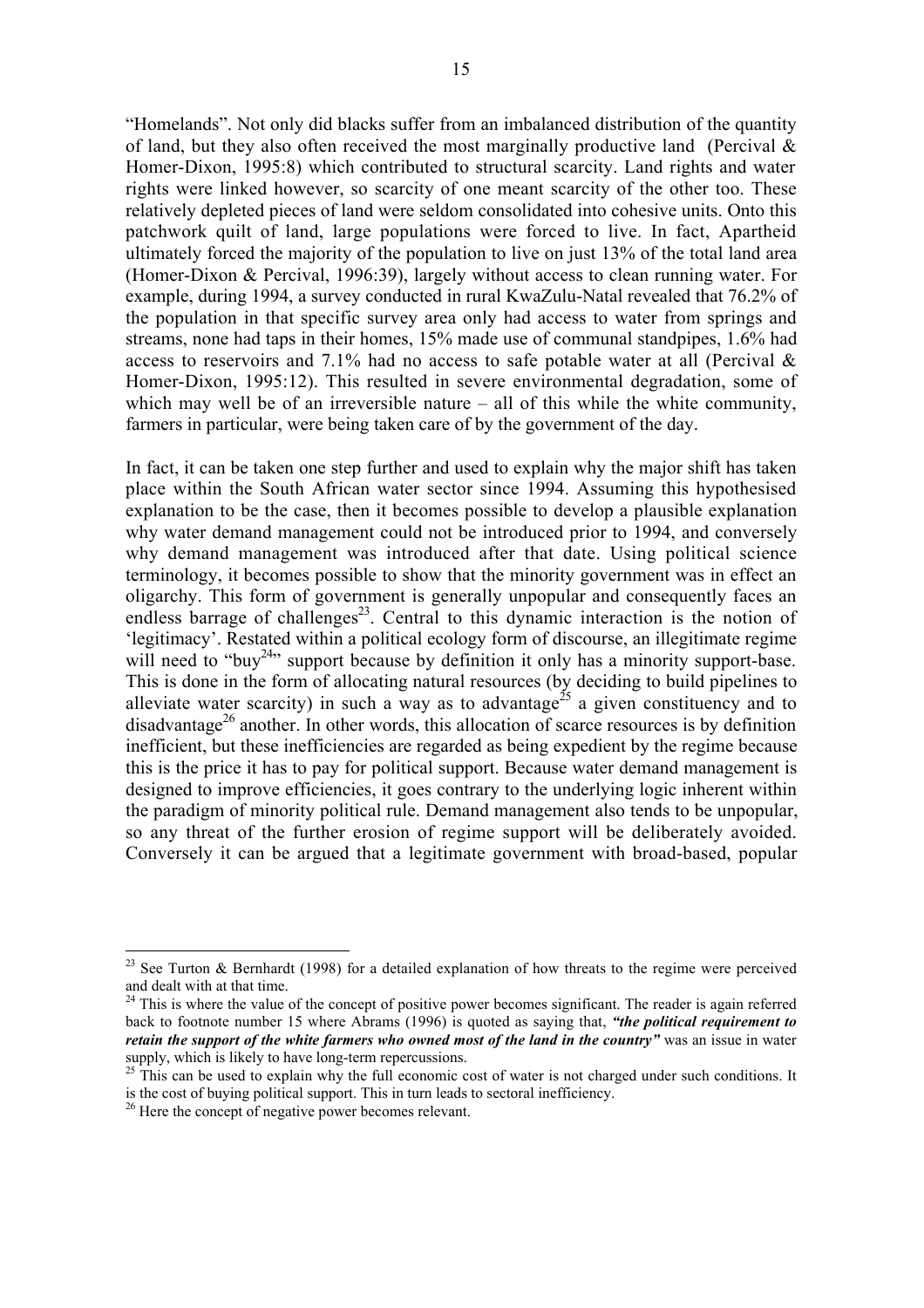"Homelands". Not only did blacks suffer from an imbalanced distribution of the quantity of land, but they also often received the most marginally productive land (Percival & Homer-Dixon, 1995:8) which contributed to structural scarcity. Land rights and water rights were linked however, so scarcity of one meant scarcity of the other too. These relatively depleted pieces of land were seldom consolidated into cohesive units. Onto this patchwork quilt of land, large populations were forced to live. In fact, Apartheid ultimately forced the majority of the population to live on just 13% of the total land area (Homer-Dixon & Percival, 1996:39), largely without access to clean running water. For example, during 1994, a survey conducted in rural KwaZulu-Natal revealed that 76.2% of the population in that specific survey area only had access to water from springs and streams, none had taps in their homes, 15% made use of communal standpipes, 1.6% had access to reservoirs and 7.1% had no access to safe potable water at all (Percival & Homer-Dixon, 1995:12). This resulted in severe environmental degradation, some of which may well be of an irreversible nature – all of this while the white community, farmers in particular, were being taken care of by the government of the day.

In fact, it can be taken one step further and used to explain why the major shift has taken place within the South African water sector since 1994. Assuming this hypothesised explanation to be the case, then it becomes possible to develop a plausible explanation why water demand management could not be introduced prior to 1994, and conversely why demand management was introduced after that date. Using political science terminology, it becomes possible to show that the minority government was in effect an oligarchy. This form of government is generally unpopular and consequently faces an endless barrage of challenges[23]. Central to this dynamic interaction is the notion of 'legitimacy'. Restated within a political ecology form of discourse, an illegitimate regime will need to "buy[24]" support because by definition it only has a minority support-base. This is done in the form of allocating natural resources (by deciding to build pipelines to alleviate water scarcity) in such a way as to advantage[25] a given constituency and to disadvantage[26] another. In other words, this allocation of scarce resources is by definition inefficient, but these inefficiencies are regarded as being expedient by the regime because this is the price it has to pay for political support. Because water demand management is designed to improve efficiencies, it goes contrary to the underlying logic inherent within the paradigm of minority political rule. Demand management also tends to be unpopular, so any threat of the further erosion of regime support will be deliberately avoided. Conversely it can be argued that a legitimate government with broad-based, popular

---

[23] See Turton & Bernhardt (1998) for a detailed explanation of how threats to the regime were perceived and dealt with at that time.

[24] This is where the value of the concept of positive power becomes significant. The reader is again referred back to footnote number 15 where Abrams (1996) is quoted as saying that, ***"the political requirement to retain the support of the white farmers who owned most of the land in the country"*** was an issue in water supply, which is likely to have long-term repercussions.

[25] This can be used to explain why the full economic cost of water is not charged under such conditions. It is the cost of buying political support. This in turn leads to sectoral inefficiency.

[26] Here the concept of negative power becomes relevant.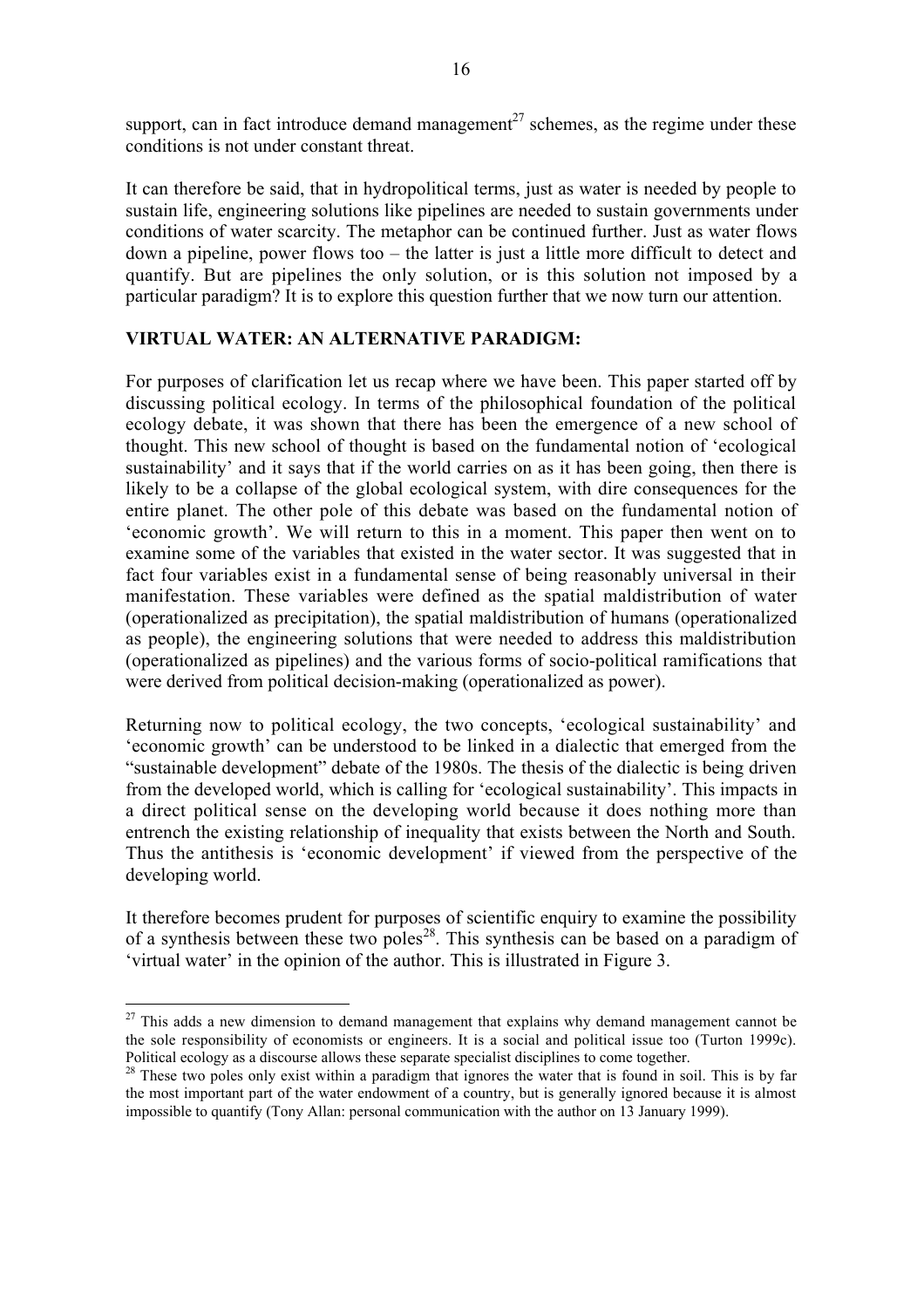support, can in fact introduce demand management[27] schemes, as the regime under these conditions is not under constant threat.

It can therefore be said, that in hydropolitical terms, just as water is needed by people to sustain life, engineering solutions like pipelines are needed to sustain governments under conditions of water scarcity. The metaphor can be continued further. Just as water flows down a pipeline, power flows too – the latter is just a little more difficult to detect and quantify. But are pipelines the only solution, or is this solution not imposed by a particular paradigm? It is to explore this question further that we now turn our attention.

## VIRTUAL WATER: AN ALTERNATIVE PARADIGM:

For purposes of clarification let us recap where we have been. This paper started off by discussing political ecology. In terms of the philosophical foundation of the political ecology debate, it was shown that there has been the emergence of a new school of thought. This new school of thought is based on the fundamental notion of 'ecological sustainability' and it says that if the world carries on as it has been going, then there is likely to be a collapse of the global ecological system, with dire consequences for the entire planet. The other pole of this debate was based on the fundamental notion of 'economic growth'. We will return to this in a moment. This paper then went on to examine some of the variables that existed in the water sector. It was suggested that in fact four variables exist in a fundamental sense of being reasonably universal in their manifestation. These variables were defined as the spatial maldistribution of water (operationalized as precipitation), the spatial maldistribution of humans (operationalized as people), the engineering solutions that were needed to address this maldistribution (operationalized as pipelines) and the various forms of socio-political ramifications that were derived from political decision-making (operationalized as power).

Returning now to political ecology, the two concepts, 'ecological sustainability' and 'economic growth' can be understood to be linked in a dialectic that emerged from the "sustainable development" debate of the 1980s. The thesis of the dialectic is being driven from the developed world, which is calling for 'ecological sustainability'. This impacts in a direct political sense on the developing world because it does nothing more than entrench the existing relationship of inequality that exists between the North and South. Thus the antithesis is 'economic development' if viewed from the perspective of the developing world.

It therefore becomes prudent for purposes of scientific enquiry to examine the possibility of a synthesis between these two poles[28]. This synthesis can be based on a paradigm of 'virtual water' in the opinion of the author. This is illustrated in Figure 3.

---

[27] This adds a new dimension to demand management that explains why demand management cannot be the sole responsibility of economists or engineers. It is a social and political issue too (Turton 1999c). Political ecology as a discourse allows these separate specialist disciplines to come together.

[28] These two poles only exist within a paradigm that ignores the water that is found in soil. This is by far the most important part of the water endowment of a country, but is generally ignored because it is almost impossible to quantify (Tony Allan: personal communication with the author on 13 January 1999).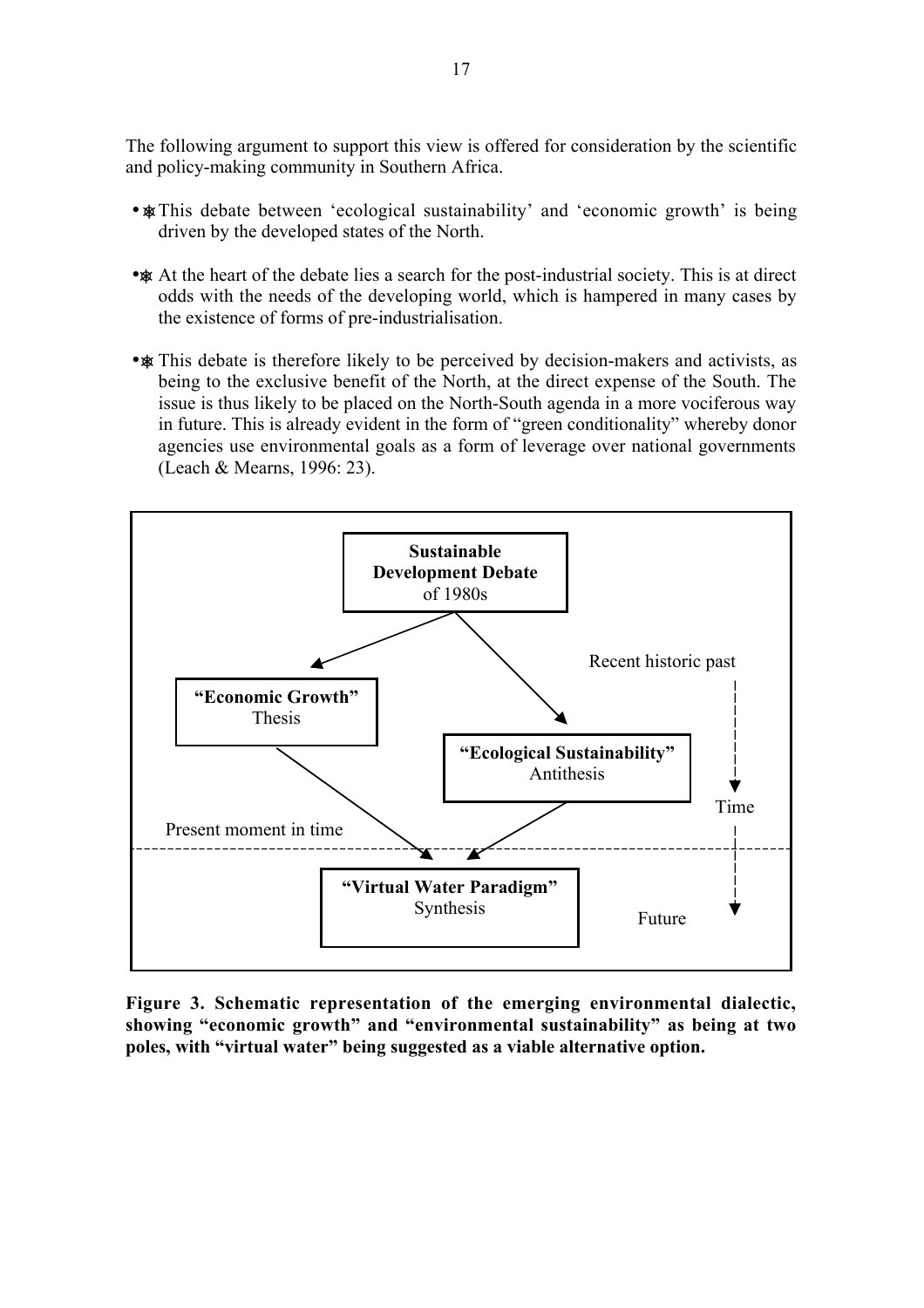The following argument to support this view is offered for consideration by the scientific and policy-making community in Southern Africa.

- This debate between 'ecological sustainability' and 'economic growth' is being driven by the developed states of the North.
- At the heart of the debate lies a search for the post-industrial society. This is at direct odds with the needs of the developing world, which is hampered in many cases by the existence of forms of pre-industrialisation.
- This debate is therefore likely to be perceived by decision-makers and activists, as being to the exclusive benefit of the North, at the direct expense of the South. The issue is thus likely to be placed on the North-South agenda in a more vociferous way in future. This is already evident in the form of "green conditionality" whereby donor agencies use environmental goals as a form of leverage over national governments (Leach & Mearns, 1996: 23).

**Sustainable Development Debate** of 1980s

**"Economic Growth"** Thesis

**"Ecological Sustainability"** Antithesis

**"Virtual Water Paradigm"** Synthesis

Recent historic past

Time

Present moment in time

Future

**Figure 3. Schematic representation of the emerging environmental dialectic, showing "economic growth" and "environmental sustainability" as being at two poles, with "virtual water" being suggested as a viable alternative option.**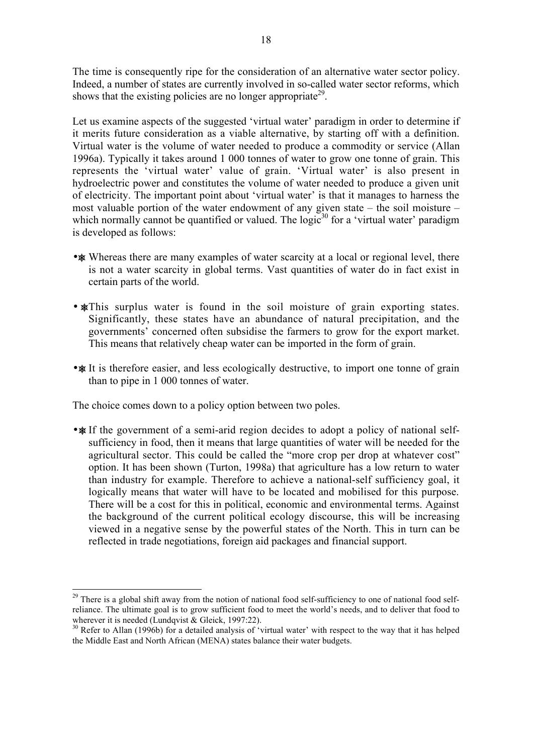The time is consequently ripe for the consideration of an alternative water sector policy. Indeed, a number of states are currently involved in so-called water sector reforms, which shows that the existing policies are no longer appropriate[29].

Let us examine aspects of the suggested 'virtual water' paradigm in order to determine if it merits future consideration as a viable alternative, by starting off with a definition. Virtual water is the volume of water needed to produce a commodity or service (Allan 1996a). Typically it takes around 1 000 tonnes of water to grow one tonne of grain. This represents the 'virtual water' value of grain. 'Virtual water' is also present in hydroelectric power and constitutes the volume of water needed to produce a given unit of electricity. The important point about 'virtual water' is that it manages to harness the most valuable portion of the water endowment of any given state – the soil moisture – which normally cannot be quantified or valued. The logic[30] for a 'virtual water' paradigm is developed as follows:

- Whereas there are many examples of water scarcity at a local or regional level, there is not a water scarcity in global terms. Vast quantities of water do in fact exist in certain parts of the world.
- This surplus water is found in the soil moisture of grain exporting states. Significantly, these states have an abundance of natural precipitation, and the governments' concerned often subsidise the farmers to grow for the export market. This means that relatively cheap water can be imported in the form of grain.
- It is therefore easier, and less ecologically destructive, to import one tonne of grain than to pipe in 1 000 tonnes of water.

The choice comes down to a policy option between two poles.

- If the government of a semi-arid region decides to adopt a policy of national self-sufficiency in food, then it means that large quantities of water will be needed for the agricultural sector. This could be called the "more crop per drop at whatever cost" option. It has been shown (Turton, 1998a) that agriculture has a low return to water than industry for example. Therefore to achieve a national-self sufficiency goal, it logically means that water will have to be located and mobilised for this purpose. There will be a cost for this in political, economic and environmental terms. Against the background of the current political ecology discourse, this will be increasing viewed in a negative sense by the powerful states of the North. This in turn can be reflected in trade negotiations, foreign aid packages and financial support.

---

[29] There is a global shift away from the notion of national food self-sufficiency to one of national food self-reliance. The ultimate goal is to grow sufficient food to meet the world's needs, and to deliver that food to wherever it is needed (Lundqvist & Gleick, 1997:22).

[30] Refer to Allan (1996b) for a detailed analysis of 'virtual water' with respect to the way that it has helped the Middle East and North African (MENA) states balance their water budgets.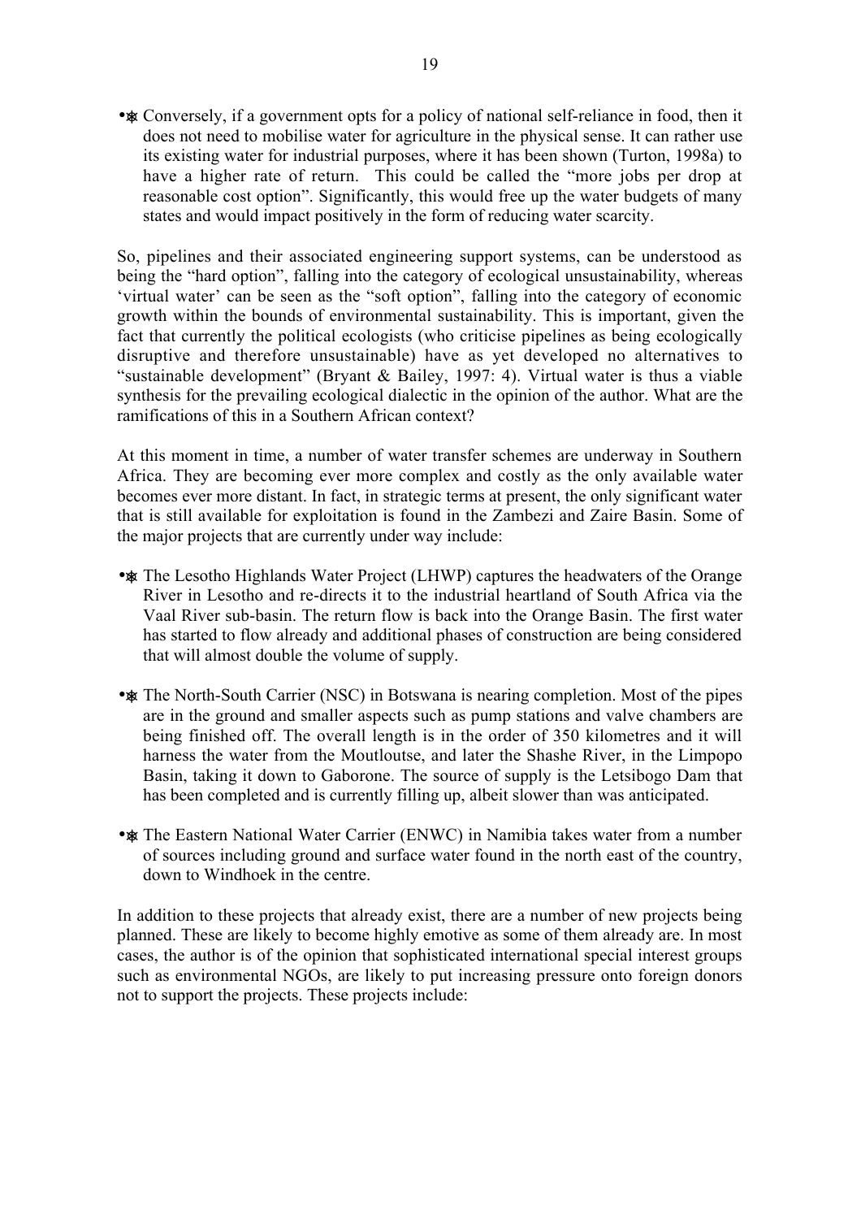- Conversely, if a government opts for a policy of national self-reliance in food, then it does not need to mobilise water for agriculture in the physical sense. It can rather use its existing water for industrial purposes, where it has been shown (Turton, 1998a) to have a higher rate of return. This could be called the "more jobs per drop at reasonable cost option". Significantly, this would free up the water budgets of many states and would impact positively in the form of reducing water scarcity.

So, pipelines and their associated engineering support systems, can be understood as being the "hard option", falling into the category of ecological unsustainability, whereas 'virtual water' can be seen as the "soft option", falling into the category of economic growth within the bounds of environmental sustainability. This is important, given the fact that currently the political ecologists (who criticise pipelines as being ecologically disruptive and therefore unsustainable) have as yet developed no alternatives to "sustainable development" (Bryant & Bailey, 1997: 4). Virtual water is thus a viable synthesis for the prevailing ecological dialectic in the opinion of the author. What are the ramifications of this in a Southern African context?

At this moment in time, a number of water transfer schemes are underway in Southern Africa. They are becoming ever more complex and costly as the only available water becomes ever more distant. In fact, in strategic terms at present, the only significant water that is still available for exploitation is found in the Zambezi and Zaire Basin. Some of the major projects that are currently under way include:

- The Lesotho Highlands Water Project (LHWP) captures the headwaters of the Orange River in Lesotho and re-directs it to the industrial heartland of South Africa via the Vaal River sub-basin. The return flow is back into the Orange Basin. The first water has started to flow already and additional phases of construction are being considered that will almost double the volume of supply.

- The North-South Carrier (NSC) in Botswana is nearing completion. Most of the pipes are in the ground and smaller aspects such as pump stations and valve chambers are being finished off. The overall length is in the order of 350 kilometres and it will harness the water from the Moutloutse, and later the Shashe River, in the Limpopo Basin, taking it down to Gaborone. The source of supply is the Letsibogo Dam that has been completed and is currently filling up, albeit slower than was anticipated.

- The Eastern National Water Carrier (ENWC) in Namibia takes water from a number of sources including ground and surface water found in the north east of the country, down to Windhoek in the centre.

In addition to these projects that already exist, there are a number of new projects being planned. These are likely to become highly emotive as some of them already are. In most cases, the author is of the opinion that sophisticated international special interest groups such as environmental NGOs, are likely to put increasing pressure onto foreign donors not to support the projects. These projects include: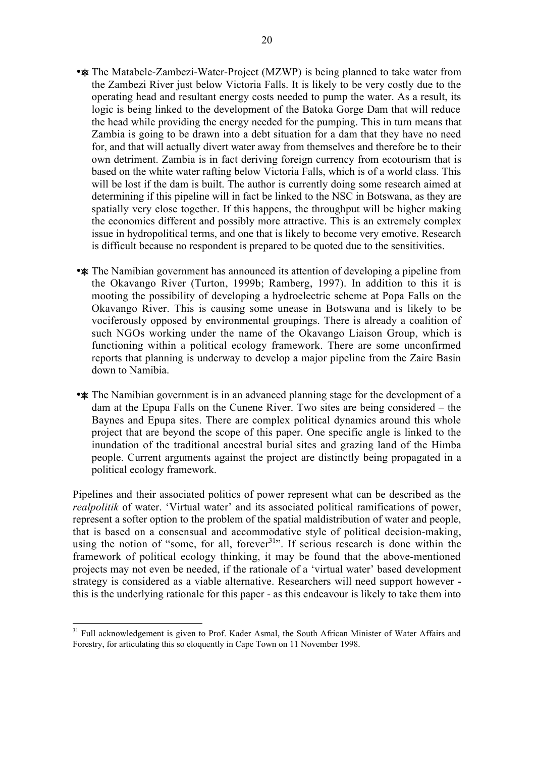- The Matabele-Zambezi-Water-Project (MZWP) is being planned to take water from the Zambezi River just below Victoria Falls. It is likely to be very costly due to the operating head and resultant energy costs needed to pump the water. As a result, its logic is being linked to the development of the Batoka Gorge Dam that will reduce the head while providing the energy needed for the pumping. This in turn means that Zambia is going to be drawn into a debt situation for a dam that they have no need for, and that will actually divert water away from themselves and therefore be to their own detriment. Zambia is in fact deriving foreign currency from ecotourism that is based on the white water rafting below Victoria Falls, which is of a world class. This will be lost if the dam is built. The author is currently doing some research aimed at determining if this pipeline will in fact be linked to the NSC in Botswana, as they are spatially very close together. If this happens, the throughput will be higher making the economics different and possibly more attractive. This is an extremely complex issue in hydropolitical terms, and one that is likely to become very emotive. Research is difficult because no respondent is prepared to be quoted due to the sensitivities.

- The Namibian government has announced its attention of developing a pipeline from the Okavango River (Turton, 1999b; Ramberg, 1997). In addition to this it is mooting the possibility of developing a hydroelectric scheme at Popa Falls on the Okavango River. This is causing some unease in Botswana and is likely to be vociferously opposed by environmental groupings. There is already a coalition of such NGOs working under the name of the Okavango Liaison Group, which is functioning within a political ecology framework. There are some unconfirmed reports that planning is underway to develop a major pipeline from the Zaire Basin down to Namibia.

- The Namibian government is in an advanced planning stage for the development of a dam at the Epupa Falls on the Cunene River. Two sites are being considered – the Baynes and Epupa sites. There are complex political dynamics around this whole project that are beyond the scope of this paper. One specific angle is linked to the inundation of the traditional ancestral burial sites and grazing land of the Himba people. Current arguments against the project are distinctly being propagated in a political ecology framework.

Pipelines and their associated politics of power represent what can be described as the *realpolitik* of water. 'Virtual water' and its associated political ramifications of power, represent a softer option to the problem of the spatial maldistribution of water and people, that is based on a consensual and accommodative style of political decision-making, using the notion of "some, for all, forever[31]". If serious research is done within the framework of political ecology thinking, it may be found that the above-mentioned projects may not even be needed, if the rationale of a 'virtual water' based development strategy is considered as a viable alternative. Researchers will need support however - this is the underlying rationale for this paper - as this endeavour is likely to take them into

[31] Full acknowledgement is given to Prof. Kader Asmal, the South African Minister of Water Affairs and Forestry, for articulating this so eloquently in Cape Town on 11 November 1998.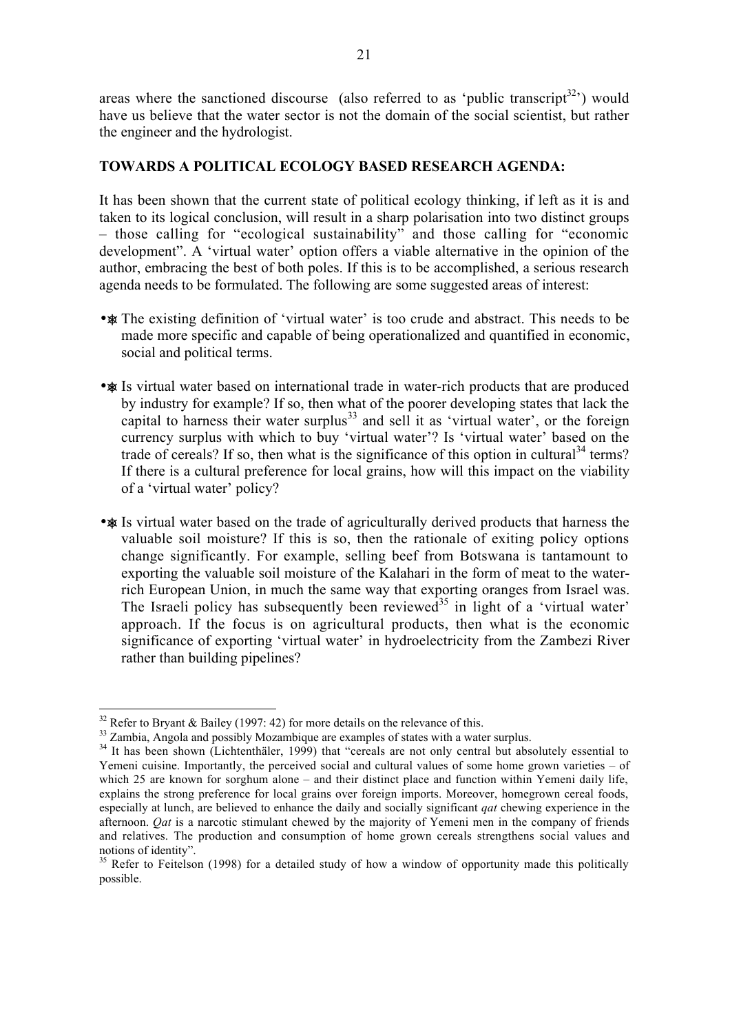areas where the sanctioned discourse (also referred to as 'public transcript[32]') would have us believe that the water sector is not the domain of the social scientist, but rather the engineer and the hydrologist.

## TOWARDS A POLITICAL ECOLOGY BASED RESEARCH AGENDA:

It has been shown that the current state of political ecology thinking, if left as it is and taken to its logical conclusion, will result in a sharp polarisation into two distinct groups – those calling for "ecological sustainability" and those calling for "economic development". A 'virtual water' option offers a viable alternative in the opinion of the author, embracing the best of both poles. If this is to be accomplished, a serious research agenda needs to be formulated. The following are some suggested areas of interest:

- The existing definition of 'virtual water' is too crude and abstract. This needs to be made more specific and capable of being operationalized and quantified in economic, social and political terms.

- Is virtual water based on international trade in water-rich products that are produced by industry for example? If so, then what of the poorer developing states that lack the capital to harness their water surplus[33] and sell it as 'virtual water', or the foreign currency surplus with which to buy 'virtual water'? Is 'virtual water' based on the trade of cereals? If so, then what is the significance of this option in cultural[34] terms? If there is a cultural preference for local grains, how will this impact on the viability of a 'virtual water' policy?

- Is virtual water based on the trade of agriculturally derived products that harness the valuable soil moisture? If this is so, then the rationale of exiting policy options change significantly. For example, selling beef from Botswana is tantamount to exporting the valuable soil moisture of the Kalahari in the form of meat to the water-rich European Union, in much the same way that exporting oranges from Israel was. The Israeli policy has subsequently been reviewed[35] in light of a 'virtual water' approach. If the focus is on agricultural products, then what is the economic significance of exporting 'virtual water' in hydroelectricity from the Zambezi River rather than building pipelines?

---

[32] Refer to Bryant & Bailey (1997: 42) for more details on the relevance of this.

[33] Zambia, Angola and possibly Mozambique are examples of states with a water surplus.

[34] It has been shown (Lichtenthäler, 1999) that "cereals are not only central but absolutely essential to Yemeni cuisine. Importantly, the perceived social and cultural values of some home grown varieties – of which 25 are known for sorghum alone – and their distinct place and function within Yemeni daily life, explains the strong preference for local grains over foreign imports. Moreover, homegrown cereal foods, especially at lunch, are believed to enhance the daily and socially significant *qat* chewing experience in the afternoon. *Qat* is a narcotic stimulant chewed by the majority of Yemeni men in the company of friends and relatives. The production and consumption of home grown cereals strengthens social values and notions of identity".

[35] Refer to Feitelson (1998) for a detailed study of how a window of opportunity made this politically possible.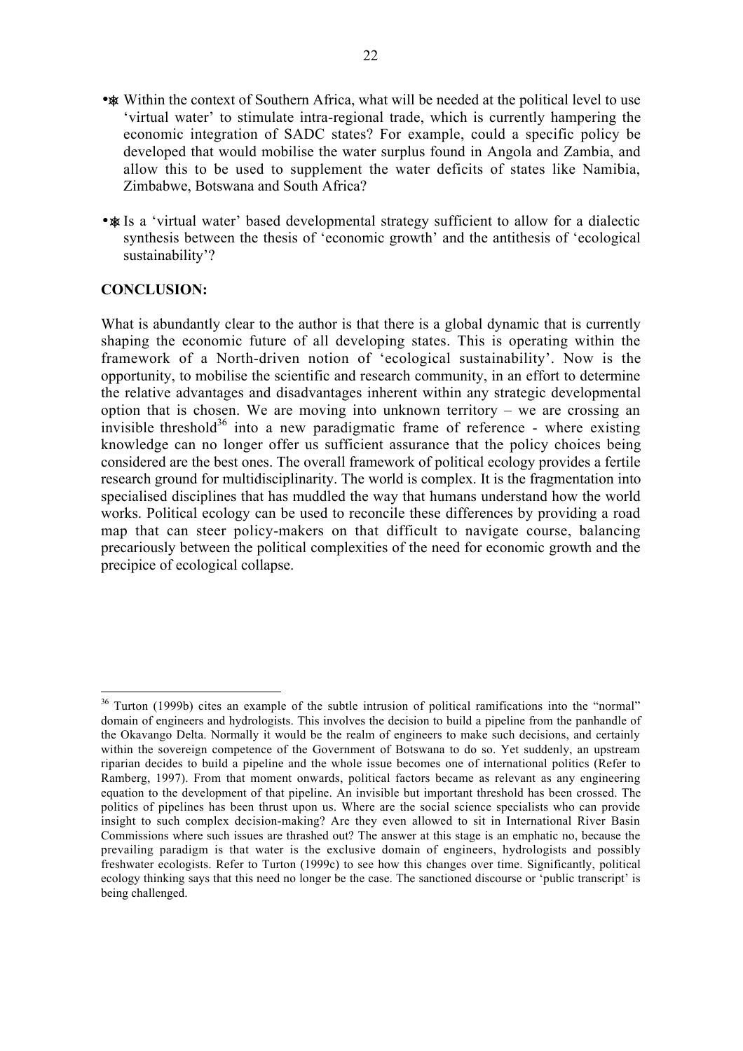- Within the context of Southern Africa, what will be needed at the political level to use 'virtual water' to stimulate intra-regional trade, which is currently hampering the economic integration of SADC states? For example, could a specific policy be developed that would mobilise the water surplus found in Angola and Zambia, and allow this to be used to supplement the water deficits of states like Namibia, Zimbabwe, Botswana and South Africa?

- Is a 'virtual water' based developmental strategy sufficient to allow for a dialectic synthesis between the thesis of 'economic growth' and the antithesis of 'ecological sustainability'?

**CONCLUSION:**

What is abundantly clear to the author is that there is a global dynamic that is currently shaping the economic future of all developing states. This is operating within the framework of a North-driven notion of 'ecological sustainability'. Now is the opportunity, to mobilise the scientific and research community, in an effort to determine the relative advantages and disadvantages inherent within any strategic developmental option that is chosen. We are moving into unknown territory – we are crossing an invisible threshold[36] into a new paradigmatic frame of reference - where existing knowledge can no longer offer us sufficient assurance that the policy choices being considered are the best ones. The overall framework of political ecology provides a fertile research ground for multidisciplinarity. The world is complex. It is the fragmentation into specialised disciplines that has muddled the way that humans understand how the world works. Political ecology can be used to reconcile these differences by providing a road map that can steer policy-makers on that difficult to navigate course, balancing precariously between the political complexities of the need for economic growth and the precipice of ecological collapse.

---

[36] Turton (1999b) cites an example of the subtle intrusion of political ramifications into the "normal" domain of engineers and hydrologists. This involves the decision to build a pipeline from the panhandle of the Okavango Delta. Normally it would be the realm of engineers to make such decisions, and certainly within the sovereign competence of the Government of Botswana to do so. Yet suddenly, an upstream riparian decides to build a pipeline and the whole issue becomes one of international politics (Refer to Ramberg, 1997). From that moment onwards, political factors became as relevant as any engineering equation to the development of that pipeline. An invisible but important threshold has been crossed. The politics of pipelines has been thrust upon us. Where are the social science specialists who can provide insight to such complex decision-making? Are they even allowed to sit in International River Basin Commissions where such issues are thrashed out? The answer at this stage is an emphatic no, because the prevailing paradigm is that water is the exclusive domain of engineers, hydrologists and possibly freshwater ecologists. Refer to Turton (1999c) to see how this changes over time. Significantly, political ecology thinking says that this need no longer be the case. The sanctioned discourse or 'public transcript' is being challenged.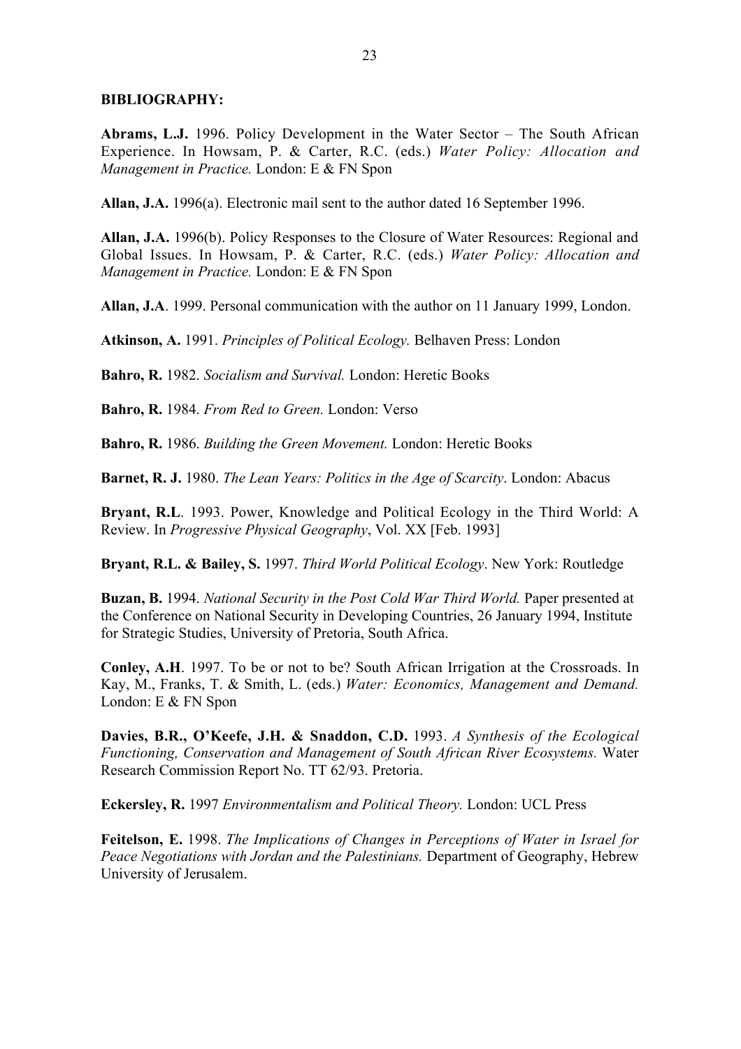**BIBLIOGRAPHY:**

**Abrams, L.J.** 1996. Policy Development in the Water Sector – The South African Experience. In Howsam, P. & Carter, R.C. (eds.) *Water Policy: Allocation and Management in Practice.* London: E & FN Spon

**Allan, J.A.** 1996(a). Electronic mail sent to the author dated 16 September 1996.

**Allan, J.A.** 1996(b). Policy Responses to the Closure of Water Resources: Regional and Global Issues. In Howsam, P. & Carter, R.C. (eds.) *Water Policy: Allocation and Management in Practice.* London: E & FN Spon

**Allan, J.A**. 1999. Personal communication with the author on 11 January 1999, London.

**Atkinson, A.** 1991. *Principles of Political Ecology.* Belhaven Press: London

**Bahro, R.** 1982. *Socialism and Survival.* London: Heretic Books

**Bahro, R.** 1984. *From Red to Green.* London: Verso

**Bahro, R.** 1986. *Building the Green Movement.* London: Heretic Books

**Barnet, R. J.** 1980. *The Lean Years: Politics in the Age of Scarcity*. London: Abacus

**Bryant, R.L**. 1993. Power, Knowledge and Political Ecology in the Third World: A Review. In *Progressive Physical Geography*, Vol. XX [Feb. 1993]

**Bryant, R.L. & Bailey, S.** 1997. *Third World Political Ecology*. New York: Routledge

**Buzan, B.** 1994. *National Security in the Post Cold War Third World.* Paper presented at the Conference on National Security in Developing Countries, 26 January 1994, Institute for Strategic Studies, University of Pretoria, South Africa.

**Conley, A.H**. 1997. To be or not to be? South African Irrigation at the Crossroads. In Kay, M., Franks, T. & Smith, L. (eds.) *Water: Economics, Management and Demand.* London: E & FN Spon

**Davies, B.R., O'Keefe, J.H. & Snaddon, C.D.** 1993. *A Synthesis of the Ecological Functioning, Conservation and Management of South African River Ecosystems.* Water Research Commission Report No. TT 62/93. Pretoria.

**Eckersley, R.** 1997 *Environmentalism and Political Theory.* London: UCL Press

**Feitelson, E.** 1998. *The Implications of Changes in Perceptions of Water in Israel for Peace Negotiations with Jordan and the Palestinians.* Department of Geography, Hebrew University of Jerusalem.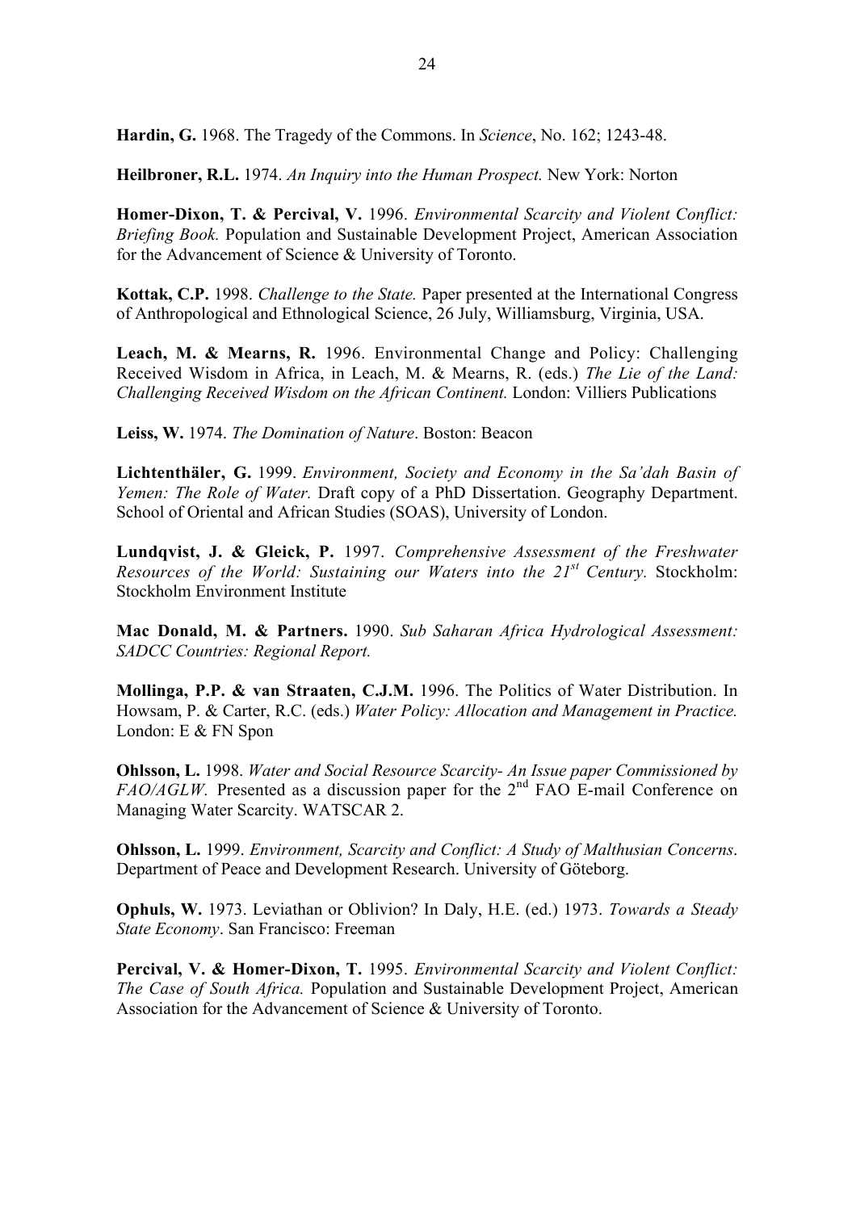**Hardin, G.** 1968. The Tragedy of the Commons. In *Science*, No. 162; 1243-48.

**Heilbroner, R.L.** 1974. *An Inquiry into the Human Prospect.* New York: Norton

**Homer-Dixon, T. & Percival, V.** 1996. *Environmental Scarcity and Violent Conflict: Briefing Book.* Population and Sustainable Development Project, American Association for the Advancement of Science & University of Toronto.

**Kottak, C.P.** 1998. *Challenge to the State.* Paper presented at the International Congress of Anthropological and Ethnological Science, 26 July, Williamsburg, Virginia, USA.

**Leach, M. & Mearns, R.** 1996. Environmental Change and Policy: Challenging Received Wisdom in Africa, in Leach, M. & Mearns, R. (eds.) *The Lie of the Land: Challenging Received Wisdom on the African Continent.* London: Villiers Publications

**Leiss, W.** 1974. *The Domination of Nature*. Boston: Beacon

**Lichtenthäler, G.** 1999. *Environment, Society and Economy in the Sa'dah Basin of Yemen: The Role of Water.* Draft copy of a PhD Dissertation. Geography Department. School of Oriental and African Studies (SOAS), University of London.

**Lundqvist, J. & Gleick, P.** 1997. *Comprehensive Assessment of the Freshwater Resources of the World: Sustaining our Waters into the 21st Century.* Stockholm: Stockholm Environment Institute

**Mac Donald, M. & Partners.** 1990. *Sub Saharan Africa Hydrological Assessment: SADCC Countries: Regional Report.*

**Mollinga, P.P. & van Straaten, C.J.M.** 1996. The Politics of Water Distribution. In Howsam, P. & Carter, R.C. (eds.) *Water Policy: Allocation and Management in Practice.* London: E & FN Spon

**Ohlsson, L.** 1998. *Water and Social Resource Scarcity- An Issue paper Commissioned by FAO/AGLW.* Presented as a discussion paper for the 2nd FAO E-mail Conference on Managing Water Scarcity. WATSCAR 2.

**Ohlsson, L.** 1999. *Environment, Scarcity and Conflict: A Study of Malthusian Concerns*. Department of Peace and Development Research. University of Göteborg.

**Ophuls, W.** 1973. Leviathan or Oblivion? In Daly, H.E. (ed.) 1973. *Towards a Steady State Economy*. San Francisco: Freeman

**Percival, V. & Homer-Dixon, T.** 1995. *Environmental Scarcity and Violent Conflict: The Case of South Africa.* Population and Sustainable Development Project, American Association for the Advancement of Science & University of Toronto.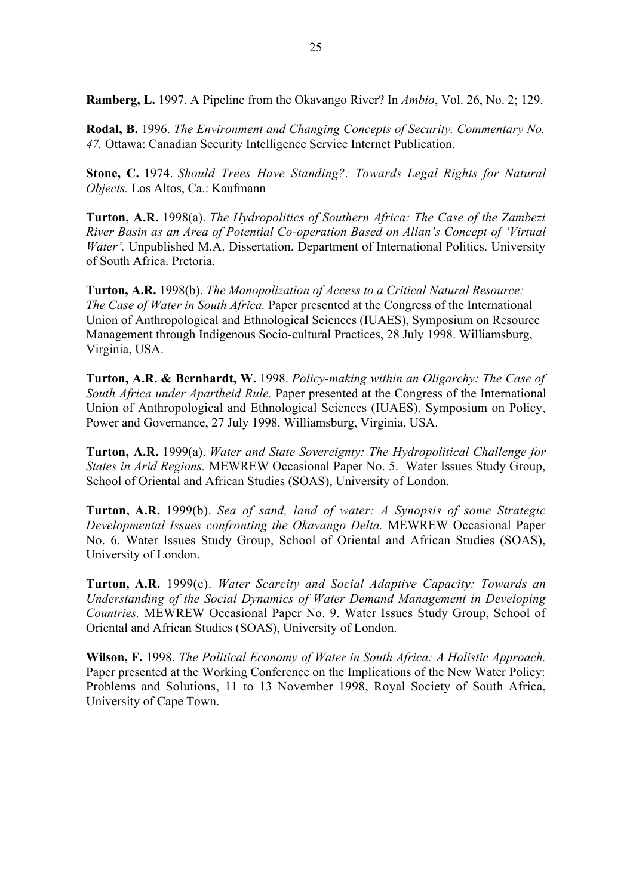**Ramberg, L.** 1997. A Pipeline from the Okavango River? In *Ambio*, Vol. 26, No. 2; 129.

**Rodal, B.** 1996. *The Environment and Changing Concepts of Security. Commentary No. 47.* Ottawa: Canadian Security Intelligence Service Internet Publication.

**Stone, C.** 1974. *Should Trees Have Standing?: Towards Legal Rights for Natural Objects.* Los Altos, Ca.: Kaufmann

**Turton, A.R.** 1998(a). *The Hydropolitics of Southern Africa: The Case of the Zambezi River Basin as an Area of Potential Co-operation Based on Allan's Concept of 'Virtual Water'.* Unpublished M.A. Dissertation. Department of International Politics. University of South Africa. Pretoria.

**Turton, A.R.** 1998(b). *The Monopolization of Access to a Critical Natural Resource: The Case of Water in South Africa.* Paper presented at the Congress of the International Union of Anthropological and Ethnological Sciences (IUAES), Symposium on Resource Management through Indigenous Socio-cultural Practices, 28 July 1998. Williamsburg, Virginia, USA.

**Turton, A.R. & Bernhardt, W.** 1998. *Policy-making within an Oligarchy: The Case of South Africa under Apartheid Rule.* Paper presented at the Congress of the International Union of Anthropological and Ethnological Sciences (IUAES), Symposium on Policy, Power and Governance, 27 July 1998. Williamsburg, Virginia, USA.

**Turton, A.R.** 1999(a). *Water and State Sovereignty: The Hydropolitical Challenge for States in Arid Regions.* MEWREW Occasional Paper No. 5. Water Issues Study Group, School of Oriental and African Studies (SOAS), University of London.

**Turton, A.R.** 1999(b). *Sea of sand, land of water: A Synopsis of some Strategic Developmental Issues confronting the Okavango Delta.* MEWREW Occasional Paper No. 6. Water Issues Study Group, School of Oriental and African Studies (SOAS), University of London.

**Turton, A.R.** 1999(c). *Water Scarcity and Social Adaptive Capacity: Towards an Understanding of the Social Dynamics of Water Demand Management in Developing Countries.* MEWREW Occasional Paper No. 9. Water Issues Study Group, School of Oriental and African Studies (SOAS), University of London.

**Wilson, F.** 1998. *The Political Economy of Water in South Africa: A Holistic Approach.* Paper presented at the Working Conference on the Implications of the New Water Policy: Problems and Solutions, 11 to 13 November 1998, Royal Society of South Africa, University of Cape Town.